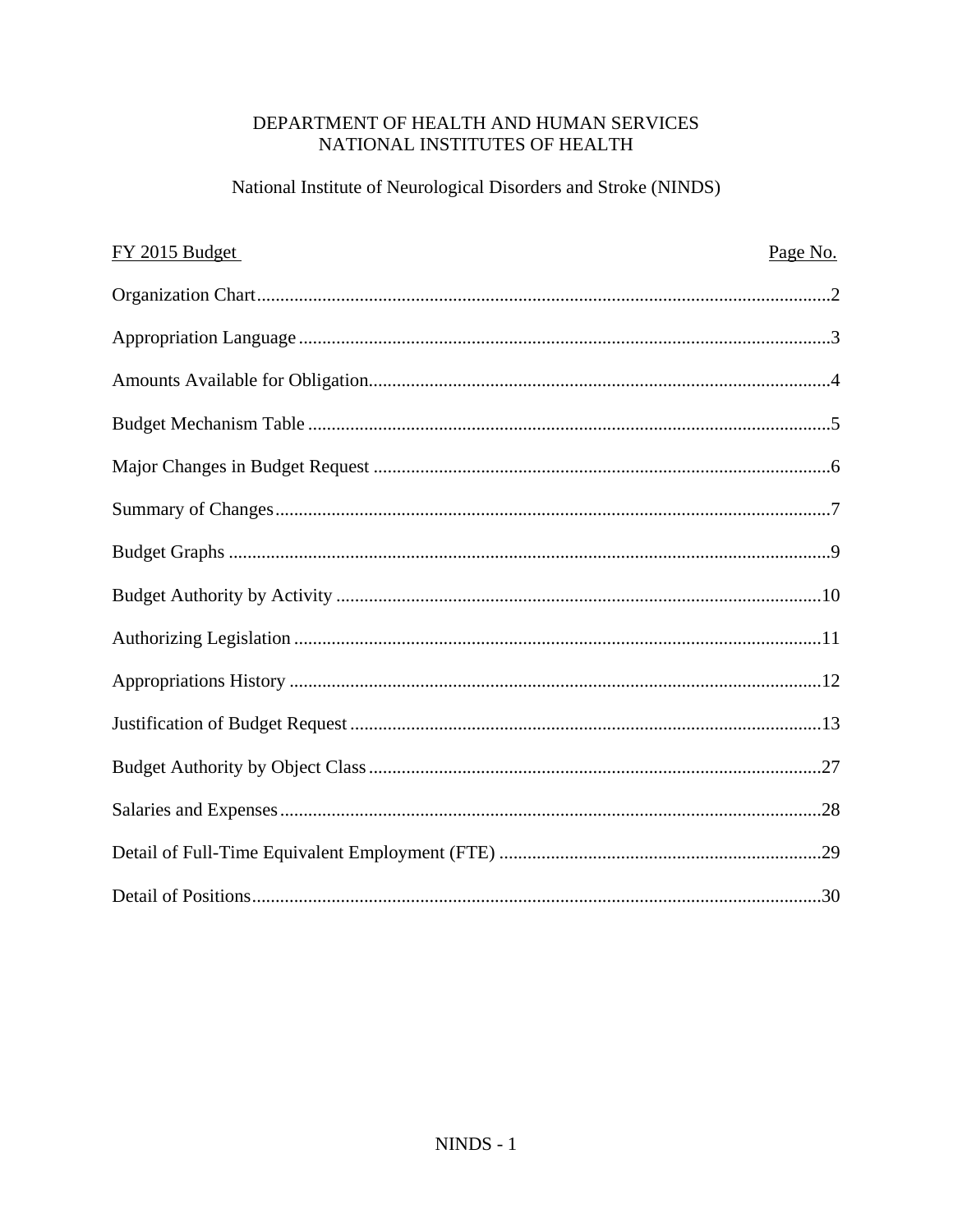DEPARTMENT OF HEALTH AND HUMAN SERVICES
NATIONAL INSTITUTES OF HEALTH

National Institute of Neurological Disorders and Stroke (NINDS)

| FY 2015 Budget | Page No. |
|---|---|
| Organization Chart | 2 |
| Appropriation Language | 3 |
| Amounts Available for Obligation | 4 |
| Budget Mechanism Table | 5 |
| Major Changes in Budget Request | 6 |
| Summary of Changes | 7 |
| Budget Graphs | 9 |
| Budget Authority by Activity | 10 |
| Authorizing Legislation | 11 |
| Appropriations History | 12 |
| Justification of Budget Request | 13 |
| Budget Authority by Object Class | 27 |
| Salaries and Expenses | 28 |
| Detail of Full-Time Equivalent Employment (FTE) | 29 |
| Detail of Positions | 30 |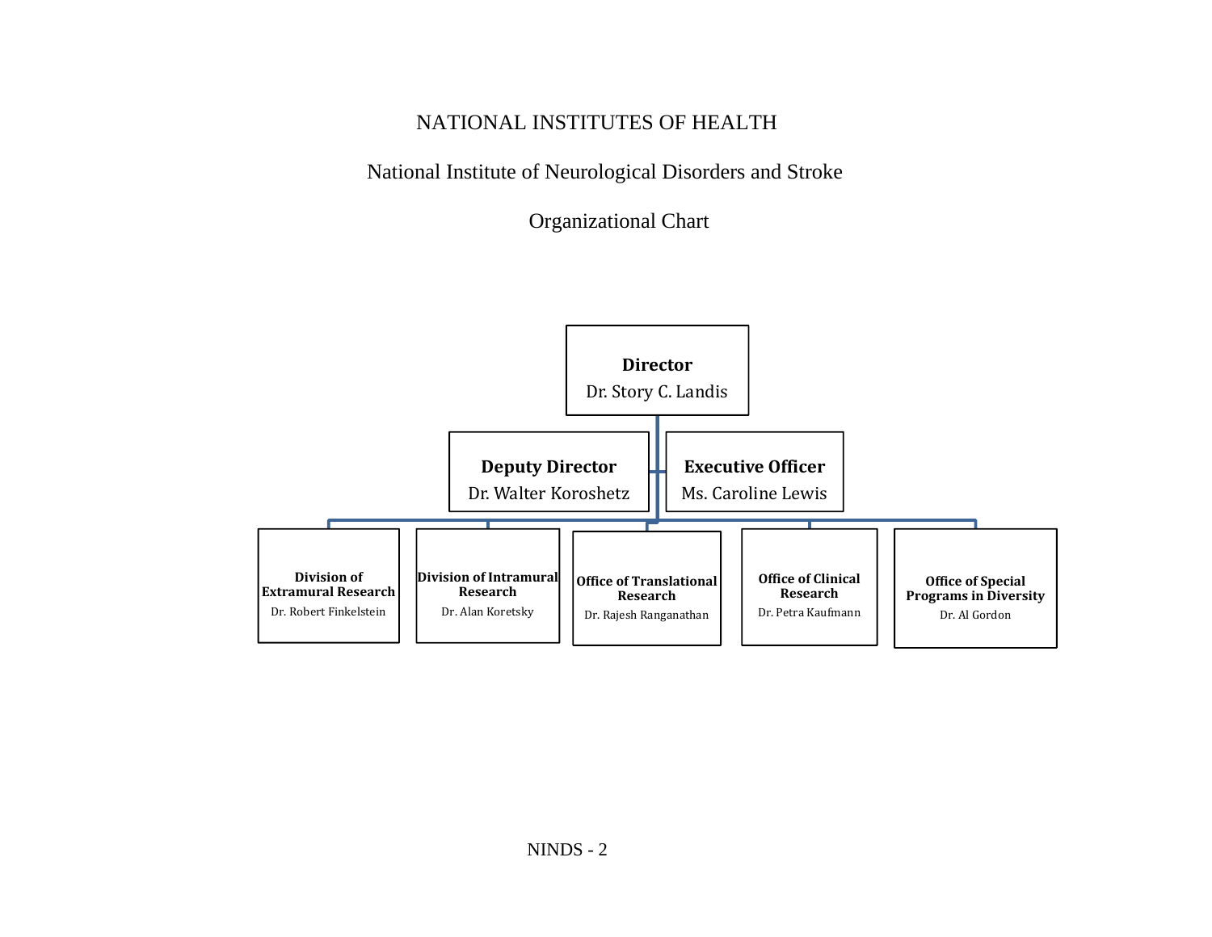# NATIONAL INSTITUTES OF HEALTH

## National Institute of Neurological Disorders and Stroke

## Organizational Chart

**Director**
Dr. Story C. Landis

**Deputy Director**
Dr. Walter Koroshetz

**Executive Officer**
Ms. Caroline Lewis

**Division of Extramural Research**
Dr. Robert Finkelstein

**Division of Intramural Research**
Dr. Alan Koretsky

**Office of Translational Research**
Dr. Rajesh Ranganathan

**Office of Clinical Research**
Dr. Petra Kaufmann

**Office of Special Programs in Diversity**
Dr. Al Gordon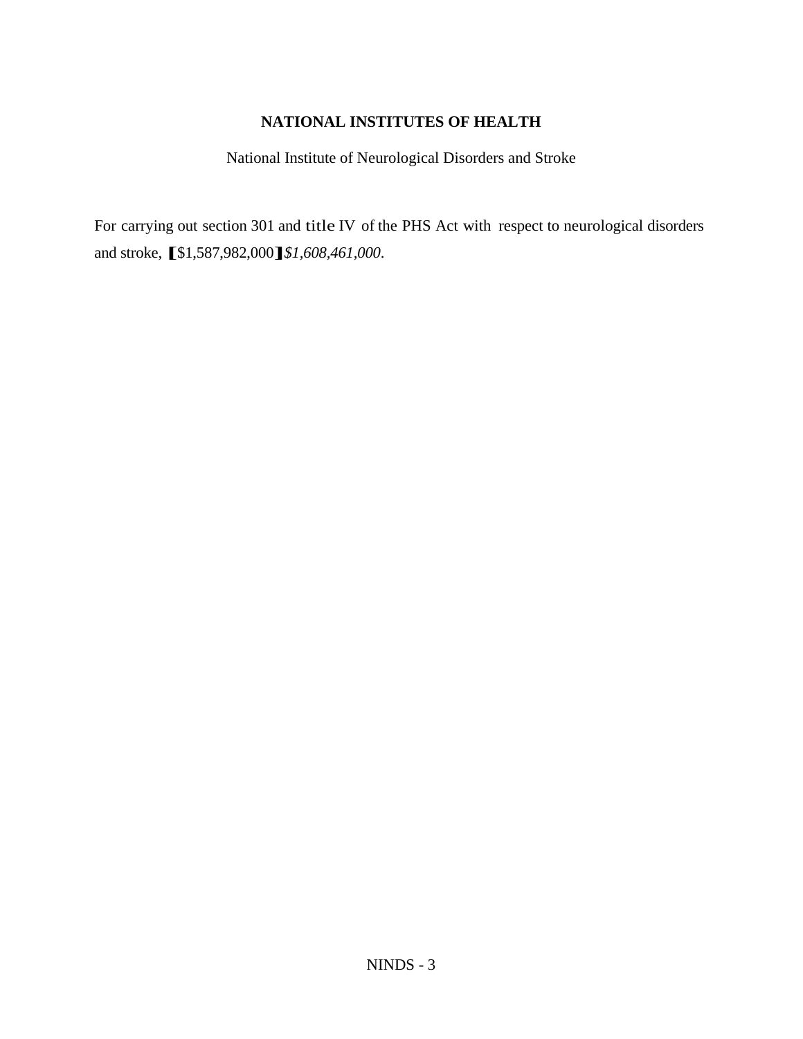**NATIONAL INSTITUTES OF HEALTH**

National Institute of Neurological Disorders and Stroke

For carrying out section 301 and title IV of the PHS Act with respect to neurological disorders and stroke, 【$1,587,982,000】*$1,608,461,000*.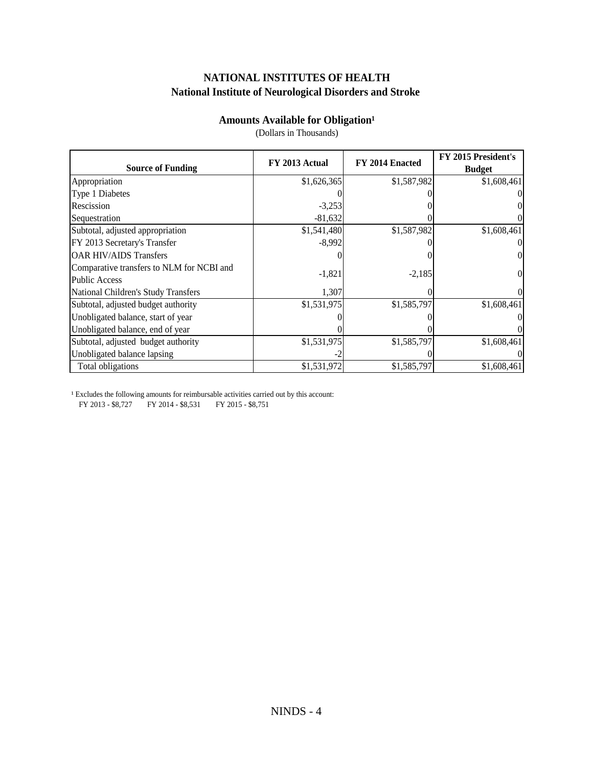## NATIONAL INSTITUTES OF HEALTH
## National Institute of Neurological Disorders and Stroke

### Amounts Available for Obligation[1]

(Dollars in Thousands)

| Source of Funding | FY 2013 Actual | FY 2014 Enacted | FY 2015 President's Budget |
|---|---|---|---|
| Appropriation | $1,626,365 | $1,587,982 | $1,608,461 |
| Type 1 Diabetes | 0 | 0 | 0 |
| Rescission | -3,253 | 0 | 0 |
| Sequestration | -81,632 | 0 | 0 |
| Subtotal, adjusted appropriation | $1,541,480 | $1,587,982 | $1,608,461 |
| FY 2013 Secretary's Transfer | -8,992 | 0 | 0 |
| OAR HIV/AIDS Transfers | 0 | 0 | 0 |
| Comparative transfers to NLM for NCBI and Public Access | -1,821 | -2,185 | 0 |
| National Children's Study Transfers | 1,307 | 0 | 0 |
| Subtotal, adjusted budget authority | $1,531,975 | $1,585,797 | $1,608,461 |
| Unobligated balance, start of year | 0 | 0 | 0 |
| Unobligated balance, end of year | 0 | 0 | 0 |
| Subtotal, adjusted budget authority | $1,531,975 | $1,585,797 | $1,608,461 |
| Unobligated balance lapsing | -2 | 0 | 0 |
| Total obligations | $1,531,972 | $1,585,797 | $1,608,461 |

[1] Excludes the following amounts for reimbursable activities carried out by this account:
FY 2013 - $8,727 FY 2014 - $8,531 FY 2015 - $8,751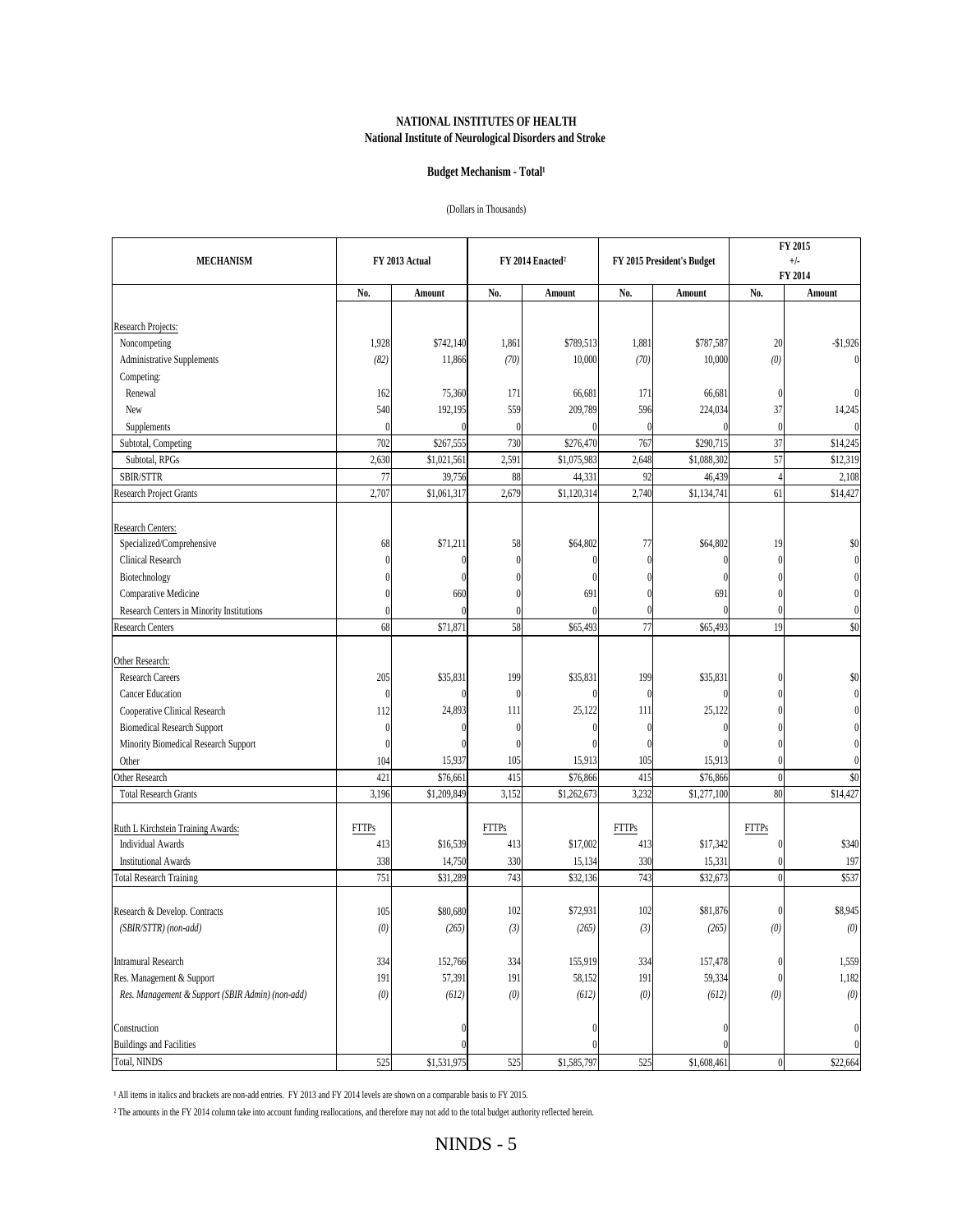**NATIONAL INSTITUTES OF HEALTH**
**National Institute of Neurological Disorders and Stroke**

**Budget Mechanism - Total[1]**

(Dollars in Thousands)

| MECHANISM | FY 2013 Actual | | FY 2014 Enacted[2] | | FY 2015 President's Budget | | FY 2015 +/- FY 2014 | |
|---|---|---|---|---|---|---|---|---|
| | No. | Amount | No. | Amount | No. | Amount | No. | Amount |
| Research Projects: | | | | | | | | |
| Noncompeting | 1,928 | $742,140 | 1,861 | $789,513 | 1,881 | $787,587 | 20 | -$1,926 |
| Administrative Supplements | *(82)* | 11,866 | *(70)* | 10,000 | *(70)* | 10,000 | *(0)* | 0 |
| Competing: | | | | | | | | |
| Renewal | 162 | 75,360 | 171 | 66,681 | 171 | 66,681 | 0 | 0 |
| New | 540 | 192,195 | 559 | 209,789 | 596 | 224,034 | 37 | 14,245 |
| Supplements | 0 | 0 | 0 | 0 | 0 | 0 | 0 | 0 |
| Subtotal, Competing | 702 | $267,555 | 730 | $276,470 | 767 | $290,715 | 37 | $14,245 |
| Subtotal, RPGs | 2,630 | $1,021,561 | 2,591 | $1,075,983 | 2,648 | $1,088,302 | 57 | $12,319 |
| SBIR/STTR | 77 | 39,756 | 88 | 44,331 | 92 | 46,439 | 4 | 2,108 |
| Research Project Grants | 2,707 | $1,061,317 | 2,679 | $1,120,314 | 2,740 | $1,134,741 | 61 | $14,427 |
| Research Centers: | | | | | | | | |
| Specialized/Comprehensive | 68 | $71,211 | 58 | $64,802 | 77 | $64,802 | 19 | $0 |
| Clinical Research | 0 | 0 | 0 | 0 | 0 | 0 | 0 | 0 |
| Biotechnology | 0 | 0 | 0 | 0 | 0 | 0 | 0 | 0 |
| Comparative Medicine | 0 | 660 | 0 | 691 | 0 | 691 | 0 | 0 |
| Research Centers in Minority Institutions | 0 | 0 | 0 | 0 | 0 | 0 | 0 | 0 |
| Research Centers | 68 | $71,871 | 58 | $65,493 | 77 | $65,493 | 19 | $0 |
| Other Research: | | | | | | | | |
| Research Careers | 205 | $35,831 | 199 | $35,831 | 199 | $35,831 | 0 | $0 |
| Cancer Education | 0 | 0 | 0 | 0 | 0 | 0 | 0 | 0 |
| Cooperative Clinical Research | 112 | 24,893 | 111 | 25,122 | 111 | 25,122 | 0 | 0 |
| Biomedical Research Support | 0 | 0 | 0 | 0 | 0 | 0 | 0 | 0 |
| Minority Biomedical Research Support | 0 | 0 | 0 | 0 | 0 | 0 | 0 | 0 |
| Other | 104 | 15,937 | 105 | 15,913 | 105 | 15,913 | 0 | 0 |
| Other Research | 421 | $76,661 | 415 | $76,866 | 415 | $76,866 | 0 | $0 |
| Total Research Grants | 3,196 | $1,209,849 | 3,152 | $1,262,673 | 3,232 | $1,277,100 | 80 | $14,427 |
| Ruth L Kirchstein Training Awards: | FTTPs | | FTTPs | | FTTPs | | FTTPs | |
| Individual Awards | 413 | $16,539 | 413 | $17,002 | 413 | $17,342 | 0 | $340 |
| Institutional Awards | 338 | 14,750 | 330 | 15,134 | 330 | 15,331 | 0 | 197 |
| Total Research Training | 751 | $31,289 | 743 | $32,136 | 743 | $32,673 | 0 | $537 |
| Research & Develop. Contracts | 105 | $80,680 | 102 | $72,931 | 102 | $81,876 | 0 | $8,945 |
| *(SBIR/STTR) (non-add)* | *(0)* | *(265)* | *(3)* | *(265)* | *(3)* | *(265)* | *(0)* | *(0)* |
| Intramural Research | 334 | 152,766 | 334 | 155,919 | 334 | 157,478 | 0 | 1,559 |
| Res. Management & Support | 191 | 57,391 | 191 | 58,152 | 191 | 59,334 | 0 | 1,182 |
| *Res. Management & Support (SBIR Admin) (non-add)* | *(0)* | *(612)* | *(0)* | *(612)* | *(0)* | *(612)* | *(0)* | *(0)* |
| Construction | | 0 | | 0 | | 0 | | 0 |
| Buildings and Facilities | | 0 | | 0 | | 0 | | 0 |
| Total, NINDS | 525 | $1,531,975 | 525 | $1,585,797 | 525 | $1,608,461 | 0 | $22,664 |

[1] All items in italics and brackets are non-add entries. FY 2013 and FY 2014 levels are shown on a comparable basis to FY 2015.

[2] The amounts in the FY 2014 column take into account funding reallocations, and therefore may not add to the total budget authority reflected herein.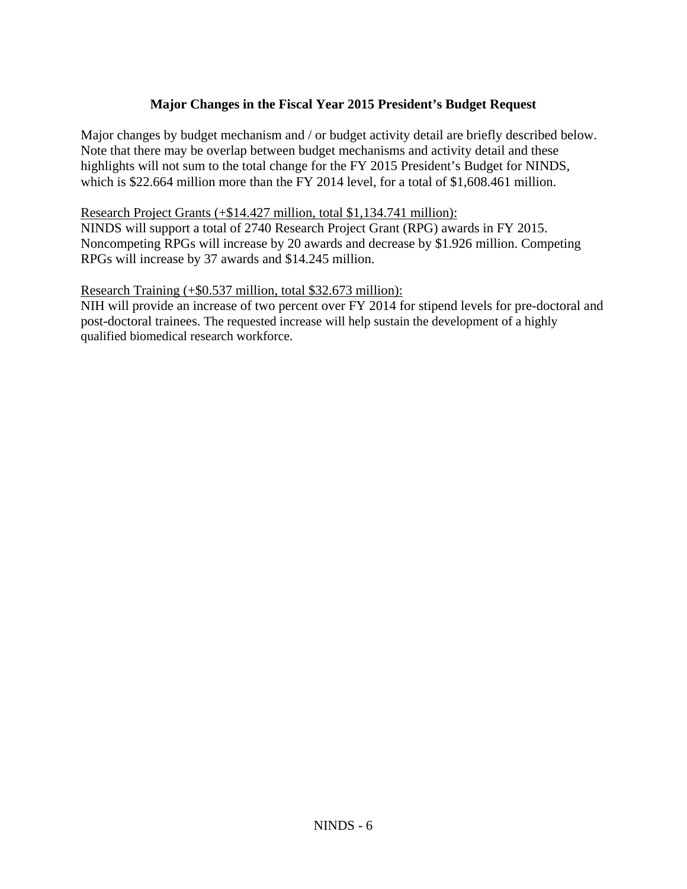## Major Changes in the Fiscal Year 2015 President's Budget Request

Major changes by budget mechanism and / or budget activity detail are briefly described below. Note that there may be overlap between budget mechanisms and activity detail and these highlights will not sum to the total change for the FY 2015 President's Budget for NINDS, which is $22.664 million more than the FY 2014 level, for a total of $1,608.461 million.

<u>Research Project Grants (+$14.427 million, total $1,134.741 million):</u>
NINDS will support a total of 2740 Research Project Grant (RPG) awards in FY 2015. Noncompeting RPGs will increase by 20 awards and decrease by $1.926 million. Competing RPGs will increase by 37 awards and $14.245 million.

<u>Research Training (+$0.537 million, total $32.673 million):</u>
NIH will provide an increase of two percent over FY 2014 for stipend levels for pre-doctoral and post-doctoral trainees. The requested increase will help sustain the development of a highly qualified biomedical research workforce.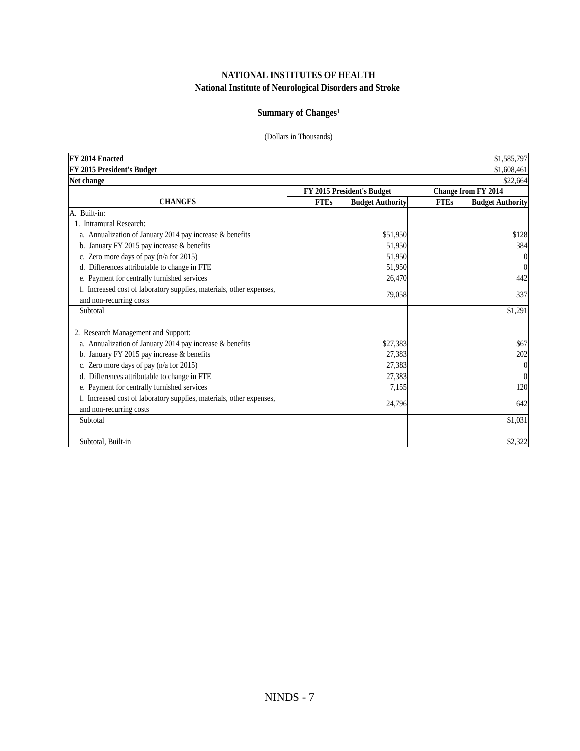# NATIONAL INSTITUTES OF HEALTH
## National Institute of Neurological Disorders and Stroke

### Summary of Changes[1]

(Dollars in Thousands)

| **FY 2014 Enacted** | | | | $1,585,797 |
|---|---|---|---|---|
| **FY 2015 President's Budget** | | | | $1,608,461 |
| **Net change** | | | | $22,664 |
| | **FY 2015 President's Budget** | | **Change from FY 2014** | |
| **CHANGES** | **FTEs** | **Budget Authority** | **FTEs** | **Budget Authority** |
| A. Built-in: | | | | |
| 1. Intramural Research: | | | | |
| a. Annualization of January 2014 pay increase & benefits | | $51,950 | | $128 |
| b. January FY 2015 pay increase & benefits | | 51,950 | | 384 |
| c. Zero more days of pay (n/a for 2015) | | 51,950 | | 0 |
| d. Differences attributable to change in FTE | | 51,950 | | 0 |
| e. Payment for centrally furnished services | | 26,470 | | 442 |
| f. Increased cost of laboratory supplies, materials, other expenses, and non-recurring costs | | 79,058 | | 337 |
| Subtotal | | | | $1,291 |
| 2. Research Management and Support: | | | | |
| a. Annualization of January 2014 pay increase & benefits | | $27,383 | | $67 |
| b. January FY 2015 pay increase & benefits | | 27,383 | | 202 |
| c. Zero more days of pay (n/a for 2015) | | 27,383 | | 0 |
| d. Differences attributable to change in FTE | | 27,383 | | 0 |
| e. Payment for centrally furnished services | | 7,155 | | 120 |
| f. Increased cost of laboratory supplies, materials, other expenses, and non-recurring costs | | 24,796 | | 642 |
| Subtotal | | | | $1,031 |
| Subtotal, Built-in | | | | $2,322 |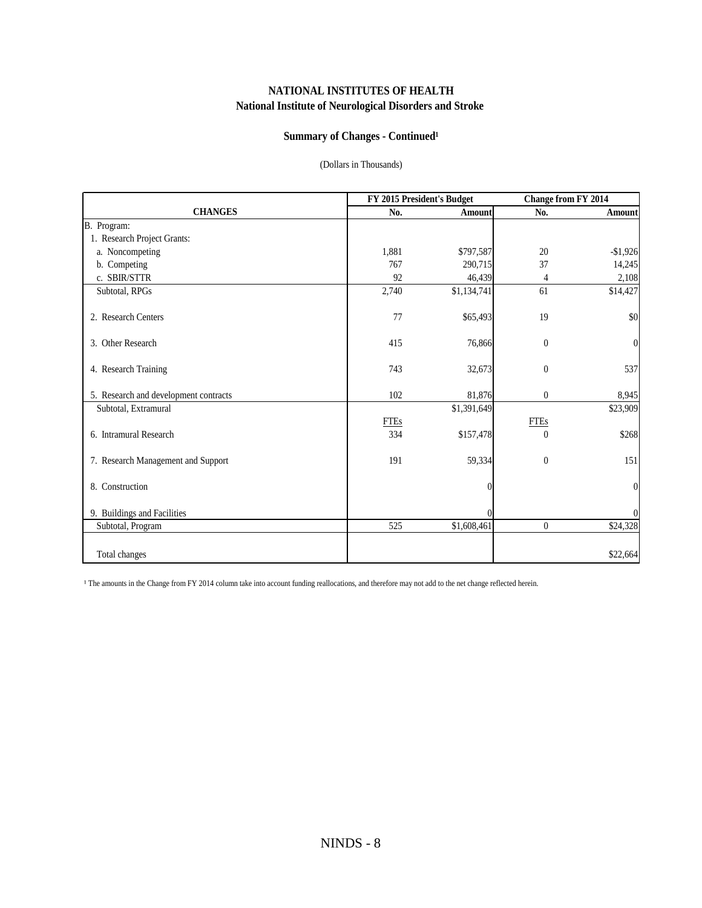**NATIONAL INSTITUTES OF HEALTH**
**National Institute of Neurological Disorders and Stroke**

**Summary of Changes - Continued[1]**

(Dollars in Thousands)

| CHANGES | FY 2015 President's Budget | | Change from FY 2014 | |
|---|---|---|---|---|
| | No. | Amount | No. | Amount |
| B. Program: | | | | |
| 1. Research Project Grants: | | | | |
| a. Noncompeting | 1,881 | $797,587 | 20 | -$1,926 |
| b. Competing | 767 | 290,715 | 37 | 14,245 |
| c. SBIR/STTR | 92 | 46,439 | 4 | 2,108 |
| Subtotal, RPGs | 2,740 | $1,134,741 | 61 | $14,427 |
| 2. Research Centers | 77 | $65,493 | 19 | $0 |
| 3. Other Research | 415 | 76,866 | 0 | 0 |
| 4. Research Training | 743 | 32,673 | 0 | 537 |
| 5. Research and development contracts | 102 | 81,876 | 0 | 8,945 |
| Subtotal, Extramural | | $1,391,649 | | $23,909 |
| | FTEs | | FTEs | |
| 6. Intramural Research | 334 | $157,478 | 0 | $268 |
| 7. Research Management and Support | 191 | 59,334 | 0 | 151 |
| 8. Construction | | 0 | | 0 |
| 9. Buildings and Facilities | | 0 | | 0 |
| Subtotal, Program | 525 | $1,608,461 | 0 | $24,328 |
| Total changes | | | | $22,664 |

[1] The amounts in the Change from FY 2014 column take into account funding reallocations, and therefore may not add to the net change reflected herein.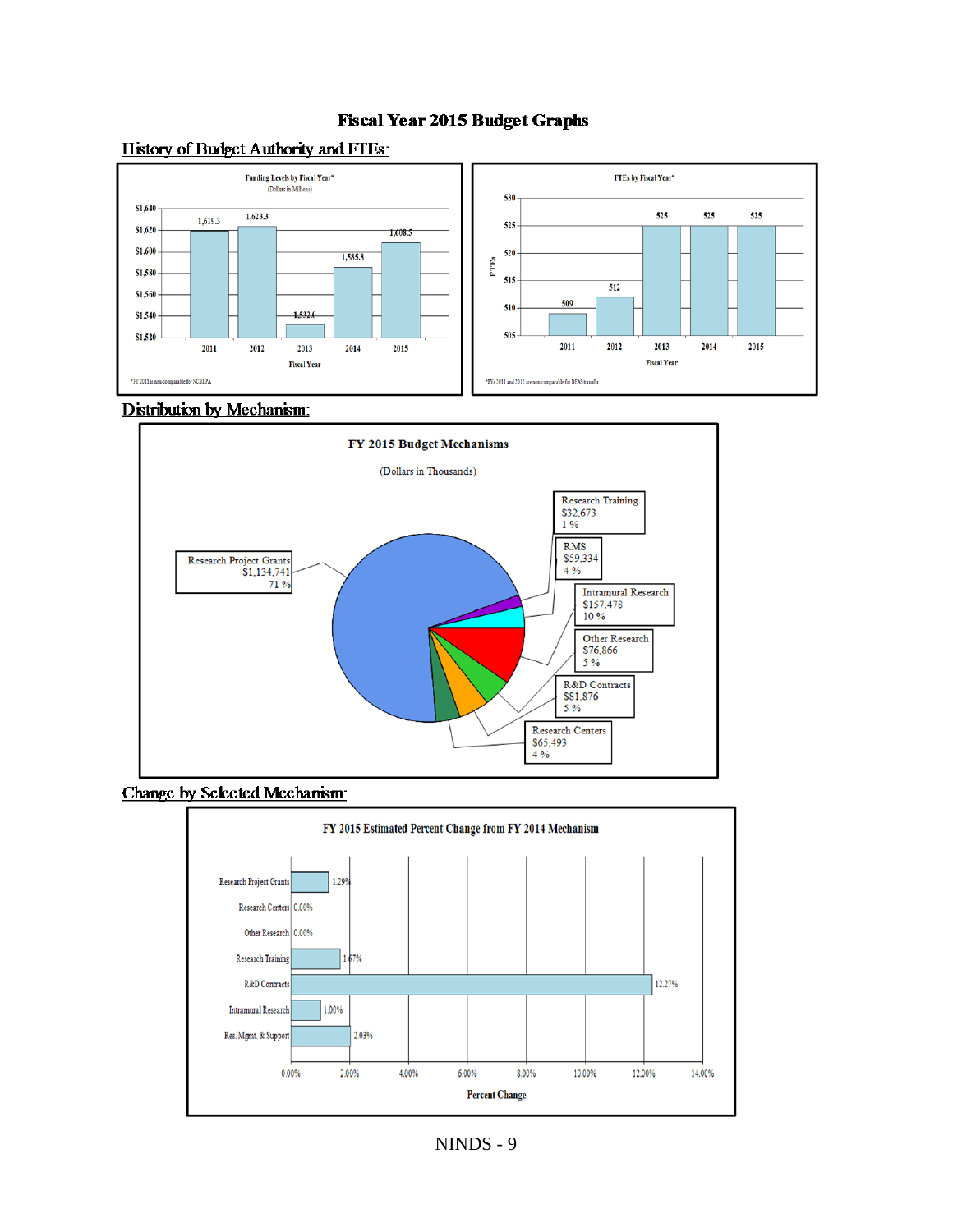# Fiscal Year 2015 Budget Graphs

## History of Budget Authority and FTEs:

**Funding Levels by Fiscal Year***
(Dollars in Millions)

| Fiscal Year | Funding Level |
|---|---|
| 2011 | 1,619.3 |
| 2012 | 1,623.3 |
| 2013 | 1,532.0 |
| 2014 | 1,585.8 |
| 2015 | 1,608.5 |

*FY 2011 is non-comparable for NCBI PA

**FTEs by Fiscal Year***

| Fiscal Year | FTEs |
|---|---|
| 2011 | 509 |
| 2012 | 512 |
| 2013 | 525 |
| 2014 | 525 |
| 2015 | 525 |

*FYs 2011 and 2012 are non-comparable for DEAS transfer.

## Distribution by Mechanism:

**FY 2015 Budget Mechanisms**
(Dollars in Thousands)

| Mechanism | Amount | Percent |
|---|---|---|
| Research Project Grants | $1,134,741 | 71 % |
| Research Training | $32,673 | 1 % |
| RMS | $59,334 | 4 % |
| Intramural Research | $157,478 | 10 % |
| Other Research | $76,866 | 5 % |
| R&D Contracts | $81,876 | 5 % |
| Research Centers | $65,493 | 4 % |

## Change by Selected Mechanism:

**FY 2015 Estimated Percent Change from FY 2014 Mechanism**

| Mechanism | Percent Change |
|---|---|
| Research Project Grants | 1.29% |
| Research Centers | 0.00% |
| Other Research | 0.00% |
| Research Training | 1.67% |
| R&D Contracts | 12.27% |
| Intramural Research | 1.00% |
| Res. Mgmt. & Support | 2.03% |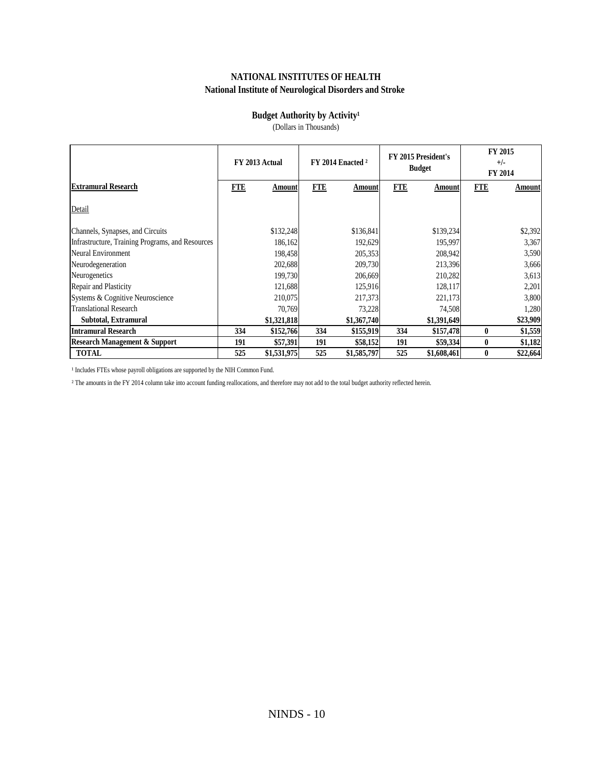# NATIONAL INSTITUTES OF HEALTH
## National Institute of Neurological Disorders and Stroke

### Budget Authority by Activity[1]

(Dollars in Thousands)

| | FY 2013 Actual | | FY 2014 Enacted [2] | | FY 2015 President's Budget | | FY 2015 +/- FY 2014 | |
|---|---|---|---|---|---|---|---|---|
| **Extramural Research** | **FTE** | **Amount** | **FTE** | **Amount** | **FTE** | **Amount** | **FTE** | **Amount** |
| Detail | | | | | | | | |
| Channels, Synapses, and Circuits | | $132,248 | | $136,841 | | $139,234 | | $2,392 |
| Infrastructure, Training Programs, and Resources | | 186,162 | | 192,629 | | 195,997 | | 3,367 |
| Neural Environment | | 198,458 | | 205,353 | | 208,942 | | 3,590 |
| Neurodegeneration | | 202,688 | | 209,730 | | 213,396 | | 3,666 |
| Neurogenetics | | 199,730 | | 206,669 | | 210,282 | | 3,613 |
| Repair and Plasticity | | 121,688 | | 125,916 | | 128,117 | | 2,201 |
| Systems & Cognitive Neuroscience | | 210,075 | | 217,373 | | 221,173 | | 3,800 |
| Translational Research | | 70,769 | | 73,228 | | 74,508 | | 1,280 |
| **Subtotal, Extramural** | | **$1,321,818** | | **$1,367,740** | | **$1,391,649** | | **$23,909** |
| **Intramural Research** | **334** | **$152,766** | **334** | **$155,919** | **334** | **$157,478** | **0** | **$1,559** |
| **Research Management & Support** | **191** | **$57,391** | **191** | **$58,152** | **191** | **$59,334** | **0** | **$1,182** |
| **TOTAL** | **525** | **$1,531,975** | **525** | **$1,585,797** | **525** | **$1,608,461** | **0** | **$22,664** |

[1] Includes FTEs whose payroll obligations are supported by the NIH Common Fund.

[2] The amounts in the FY 2014 column take into account funding reallocations, and therefore may not add to the total budget authority reflected herein.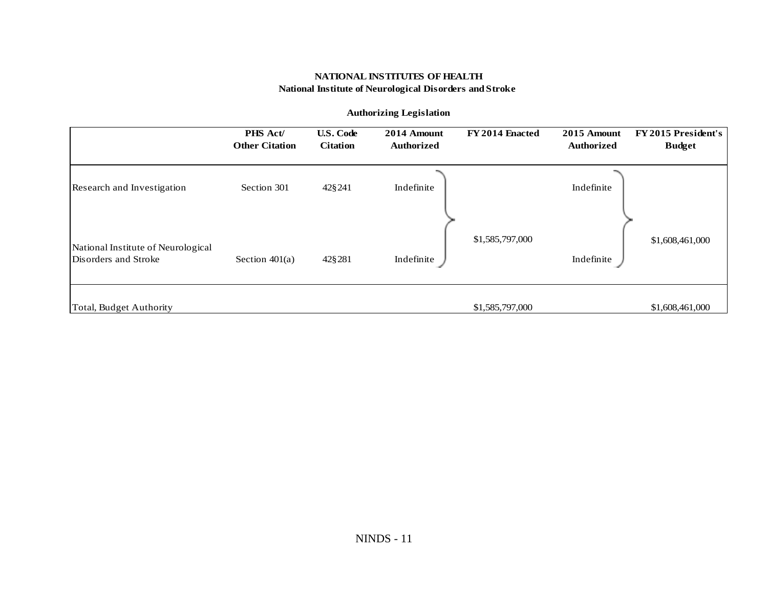**NATIONAL INSTITUTES OF HEALTH**
**National Institute of Neurological Disorders and Stroke**

**Authorizing Legislation**

| | PHS Act/ Other Citation | U.S. Code Citation | 2014 Amount Authorized | FY 2014 Enacted | 2015 Amount Authorized | FY 2015 President's Budget |
|---|---|---|---|---|---|---|
| Research and Investigation | Section 301 | 42§241 | Indefinite | | Indefinite | |
| | | | | $1,585,797,000 | | $1,608,461,000 |
| National Institute of Neurological Disorders and Stroke | Section 401(a) | 42§281 | Indefinite | | Indefinite | |
| Total, Budget Authority | | | | $1,585,797,000 | | $1,608,461,000 |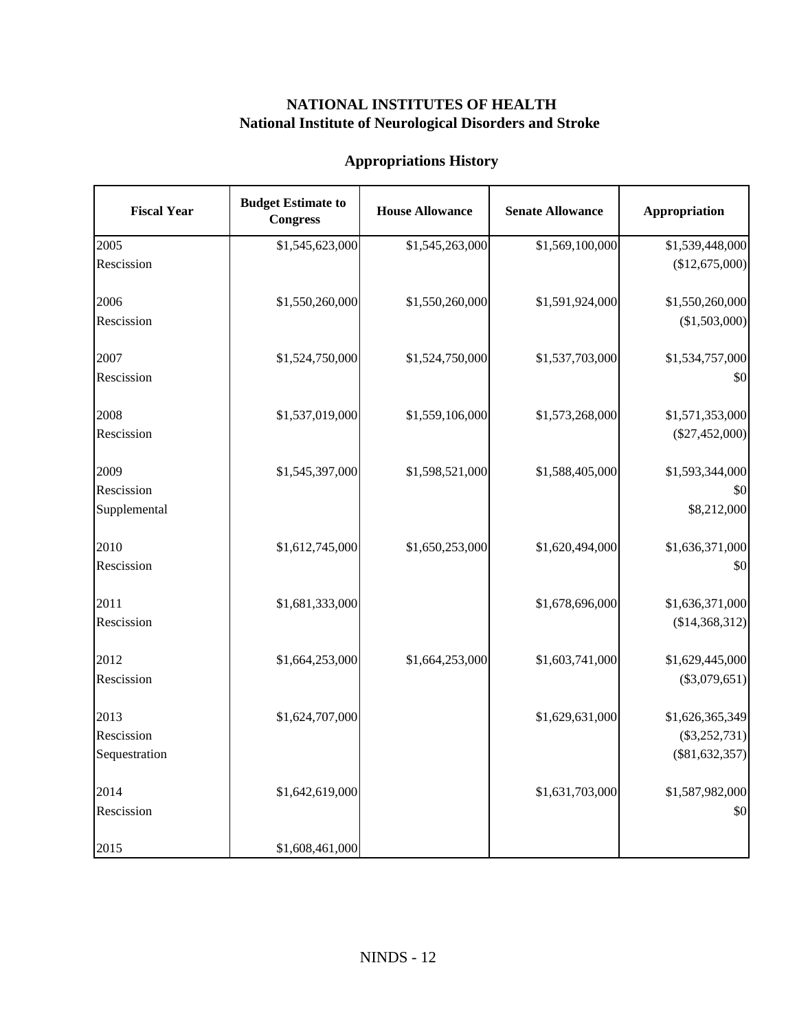## NATIONAL INSTITUTES OF HEALTH
## National Institute of Neurological Disorders and Stroke

### Appropriations History

| Fiscal Year | Budget Estimate to Congress | House Allowance | Senate Allowance | Appropriation |
|---|---|---|---|---|
| 2005 | $1,545,623,000 | $1,545,263,000 | $1,569,100,000 | $1,539,448,000 |
| Rescission | | | | ($12,675,000) |
| | | | | |
| 2006 | $1,550,260,000 | $1,550,260,000 | $1,591,924,000 | $1,550,260,000 |
| Rescission | | | | ($1,503,000) |
| | | | | |
| 2007 | $1,524,750,000 | $1,524,750,000 | $1,537,703,000 | $1,534,757,000 |
| Rescission | | | | $0 |
| | | | | |
| 2008 | $1,537,019,000 | $1,559,106,000 | $1,573,268,000 | $1,571,353,000 |
| Rescission | | | | ($27,452,000) |
| | | | | |
| 2009 | $1,545,397,000 | $1,598,521,000 | $1,588,405,000 | $1,593,344,000 |
| Rescission | | | | $0 |
| Supplemental | | | | $8,212,000 |
| | | | | |
| 2010 | $1,612,745,000 | $1,650,253,000 | $1,620,494,000 | $1,636,371,000 |
| Rescission | | | | $0 |
| | | | | |
| 2011 | $1,681,333,000 | | $1,678,696,000 | $1,636,371,000 |
| Rescission | | | | ($14,368,312) |
| | | | | |
| 2012 | $1,664,253,000 | $1,664,253,000 | $1,603,741,000 | $1,629,445,000 |
| Rescission | | | | ($3,079,651) |
| | | | | |
| 2013 | $1,624,707,000 | | $1,629,631,000 | $1,626,365,349 |
| Rescission | | | | ($3,252,731) |
| Sequestration | | | | ($81,632,357) |
| | | | | |
| 2014 | $1,642,619,000 | | $1,631,703,000 | $1,587,982,000 |
| Rescission | | | | $0 |
| | | | | |
| 2015 | $1,608,461,000 | | | |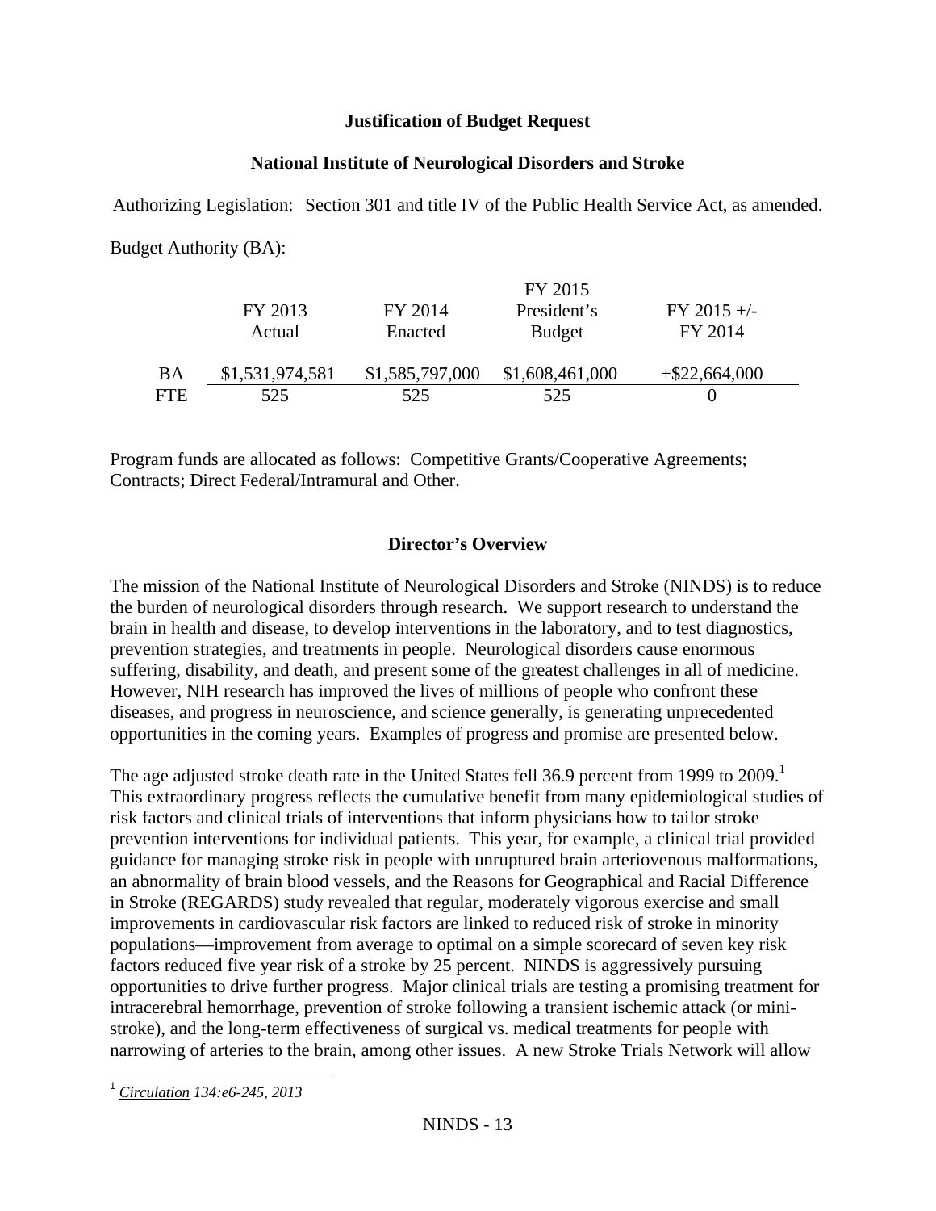**Justification of Budget Request**

**National Institute of Neurological Disorders and Stroke**

Authorizing Legislation: Section 301 and title IV of the Public Health Service Act, as amended.

Budget Authority (BA):

| | FY 2013 Actual | FY 2014 Enacted | FY 2015 President's Budget | FY 2015 +/- FY 2014 |
|---|---|---|---|---|
| BA | $1,531,974,581 | $1,585,797,000 | $1,608,461,000 | +$22,664,000 |
| FTE | 525 | 525 | 525 | 0 |

Program funds are allocated as follows: Competitive Grants/Cooperative Agreements; Contracts; Direct Federal/Intramural and Other.

**Director's Overview**

The mission of the National Institute of Neurological Disorders and Stroke (NINDS) is to reduce the burden of neurological disorders through research. We support research to understand the brain in health and disease, to develop interventions in the laboratory, and to test diagnostics, prevention strategies, and treatments in people. Neurological disorders cause enormous suffering, disability, and death, and present some of the greatest challenges in all of medicine. However, NIH research has improved the lives of millions of people who confront these diseases, and progress in neuroscience, and science generally, is generating unprecedented opportunities in the coming years. Examples of progress and promise are presented below.

The age adjusted stroke death rate in the United States fell 36.9 percent from 1999 to 2009.[1] This extraordinary progress reflects the cumulative benefit from many epidemiological studies of risk factors and clinical trials of interventions that inform physicians how to tailor stroke prevention interventions for individual patients. This year, for example, a clinical trial provided guidance for managing stroke risk in people with unruptured brain arteriovenous malformations, an abnormality of brain blood vessels, and the Reasons for Geographical and Racial Difference in Stroke (REGARDS) study revealed that regular, moderately vigorous exercise and small improvements in cardiovascular risk factors are linked to reduced risk of stroke in minority populations—improvement from average to optimal on a simple scorecard of seven key risk factors reduced five year risk of a stroke by 25 percent. NINDS is aggressively pursuing opportunities to drive further progress. Major clinical trials are testing a promising treatment for intracerebral hemorrhage, prevention of stroke following a transient ischemic attack (or mini-stroke), and the long-term effectiveness of surgical vs. medical treatments for people with narrowing of arteries to the brain, among other issues. A new Stroke Trials Network will allow

[1] *Circulation 134:e6-245, 2013*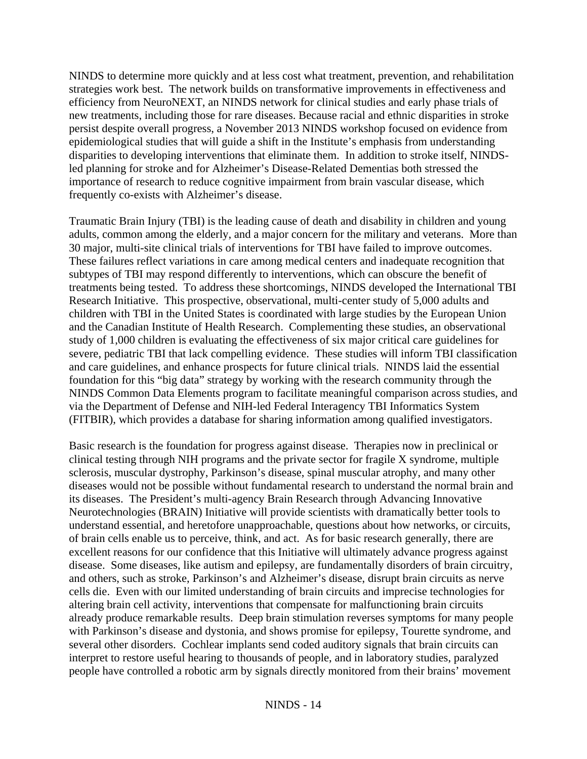NINDS to determine more quickly and at less cost what treatment, prevention, and rehabilitation strategies work best. The network builds on transformative improvements in effectiveness and efficiency from NeuroNEXT, an NINDS network for clinical studies and early phase trials of new treatments, including those for rare diseases. Because racial and ethnic disparities in stroke persist despite overall progress, a November 2013 NINDS workshop focused on evidence from epidemiological studies that will guide a shift in the Institute's emphasis from understanding disparities to developing interventions that eliminate them. In addition to stroke itself, NINDS-led planning for stroke and for Alzheimer's Disease-Related Dementias both stressed the importance of research to reduce cognitive impairment from brain vascular disease, which frequently co-exists with Alzheimer's disease.

Traumatic Brain Injury (TBI) is the leading cause of death and disability in children and young adults, common among the elderly, and a major concern for the military and veterans. More than 30 major, multi-site clinical trials of interventions for TBI have failed to improve outcomes. These failures reflect variations in care among medical centers and inadequate recognition that subtypes of TBI may respond differently to interventions, which can obscure the benefit of treatments being tested. To address these shortcomings, NINDS developed the International TBI Research Initiative. This prospective, observational, multi-center study of 5,000 adults and children with TBI in the United States is coordinated with large studies by the European Union and the Canadian Institute of Health Research. Complementing these studies, an observational study of 1,000 children is evaluating the effectiveness of six major critical care guidelines for severe, pediatric TBI that lack compelling evidence. These studies will inform TBI classification and care guidelines, and enhance prospects for future clinical trials. NINDS laid the essential foundation for this "big data" strategy by working with the research community through the NINDS Common Data Elements program to facilitate meaningful comparison across studies, and via the Department of Defense and NIH-led Federal Interagency TBI Informatics System (FITBIR), which provides a database for sharing information among qualified investigators.

Basic research is the foundation for progress against disease. Therapies now in preclinical or clinical testing through NIH programs and the private sector for fragile X syndrome, multiple sclerosis, muscular dystrophy, Parkinson's disease, spinal muscular atrophy, and many other diseases would not be possible without fundamental research to understand the normal brain and its diseases. The President's multi-agency Brain Research through Advancing Innovative Neurotechnologies (BRAIN) Initiative will provide scientists with dramatically better tools to understand essential, and heretofore unapproachable, questions about how networks, or circuits, of brain cells enable us to perceive, think, and act. As for basic research generally, there are excellent reasons for our confidence that this Initiative will ultimately advance progress against disease. Some diseases, like autism and epilepsy, are fundamentally disorders of brain circuitry, and others, such as stroke, Parkinson's and Alzheimer's disease, disrupt brain circuits as nerve cells die. Even with our limited understanding of brain circuits and imprecise technologies for altering brain cell activity, interventions that compensate for malfunctioning brain circuits already produce remarkable results. Deep brain stimulation reverses symptoms for many people with Parkinson's disease and dystonia, and shows promise for epilepsy, Tourette syndrome, and several other disorders. Cochlear implants send coded auditory signals that brain circuits can interpret to restore useful hearing to thousands of people, and in laboratory studies, paralyzed people have controlled a robotic arm by signals directly monitored from their brains' movement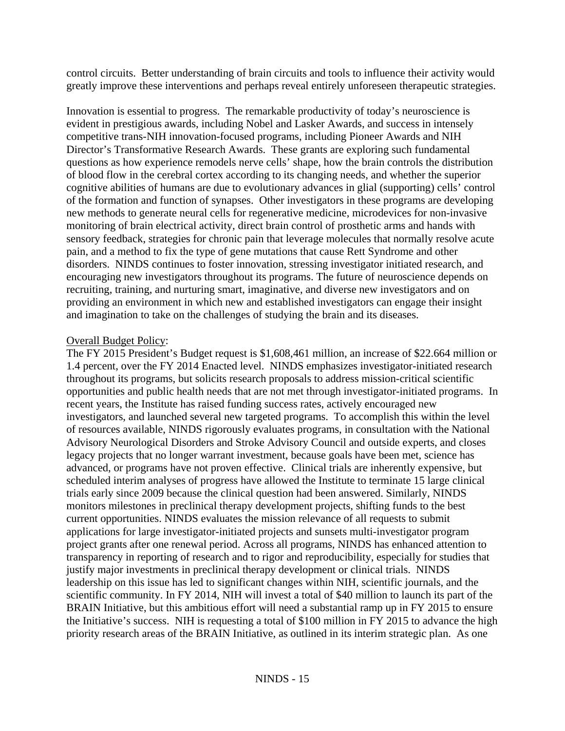control circuits. Better understanding of brain circuits and tools to influence their activity would greatly improve these interventions and perhaps reveal entirely unforeseen therapeutic strategies.

Innovation is essential to progress. The remarkable productivity of today's neuroscience is evident in prestigious awards, including Nobel and Lasker Awards, and success in intensely competitive trans-NIH innovation-focused programs, including Pioneer Awards and NIH Director's Transformative Research Awards. These grants are exploring such fundamental questions as how experience remodels nerve cells' shape, how the brain controls the distribution of blood flow in the cerebral cortex according to its changing needs, and whether the superior cognitive abilities of humans are due to evolutionary advances in glial (supporting) cells' control of the formation and function of synapses. Other investigators in these programs are developing new methods to generate neural cells for regenerative medicine, microdevices for non-invasive monitoring of brain electrical activity, direct brain control of prosthetic arms and hands with sensory feedback, strategies for chronic pain that leverage molecules that normally resolve acute pain, and a method to fix the type of gene mutations that cause Rett Syndrome and other disorders. NINDS continues to foster innovation, stressing investigator initiated research, and encouraging new investigators throughout its programs. The future of neuroscience depends on recruiting, training, and nurturing smart, imaginative, and diverse new investigators and on providing an environment in which new and established investigators can engage their insight and imagination to take on the challenges of studying the brain and its diseases.

Overall Budget Policy:

The FY 2015 President's Budget request is $1,608,461 million, an increase of $22.664 million or 1.4 percent, over the FY 2014 Enacted level. NINDS emphasizes investigator-initiated research throughout its programs, but solicits research proposals to address mission-critical scientific opportunities and public health needs that are not met through investigator-initiated programs. In recent years, the Institute has raised funding success rates, actively encouraged new investigators, and launched several new targeted programs. To accomplish this within the level of resources available, NINDS rigorously evaluates programs, in consultation with the National Advisory Neurological Disorders and Stroke Advisory Council and outside experts, and closes legacy projects that no longer warrant investment, because goals have been met, science has advanced, or programs have not proven effective. Clinical trials are inherently expensive, but scheduled interim analyses of progress have allowed the Institute to terminate 15 large clinical trials early since 2009 because the clinical question had been answered. Similarly, NINDS monitors milestones in preclinical therapy development projects, shifting funds to the best current opportunities. NINDS evaluates the mission relevance of all requests to submit applications for large investigator-initiated projects and sunsets multi-investigator program project grants after one renewal period. Across all programs, NINDS has enhanced attention to transparency in reporting of research and to rigor and reproducibility, especially for studies that justify major investments in preclinical therapy development or clinical trials. NINDS leadership on this issue has led to significant changes within NIH, scientific journals, and the scientific community. In FY 2014, NIH will invest a total of $40 million to launch its part of the BRAIN Initiative, but this ambitious effort will need a substantial ramp up in FY 2015 to ensure the Initiative's success. NIH is requesting a total of $100 million in FY 2015 to advance the high priority research areas of the BRAIN Initiative, as outlined in its interim strategic plan. As one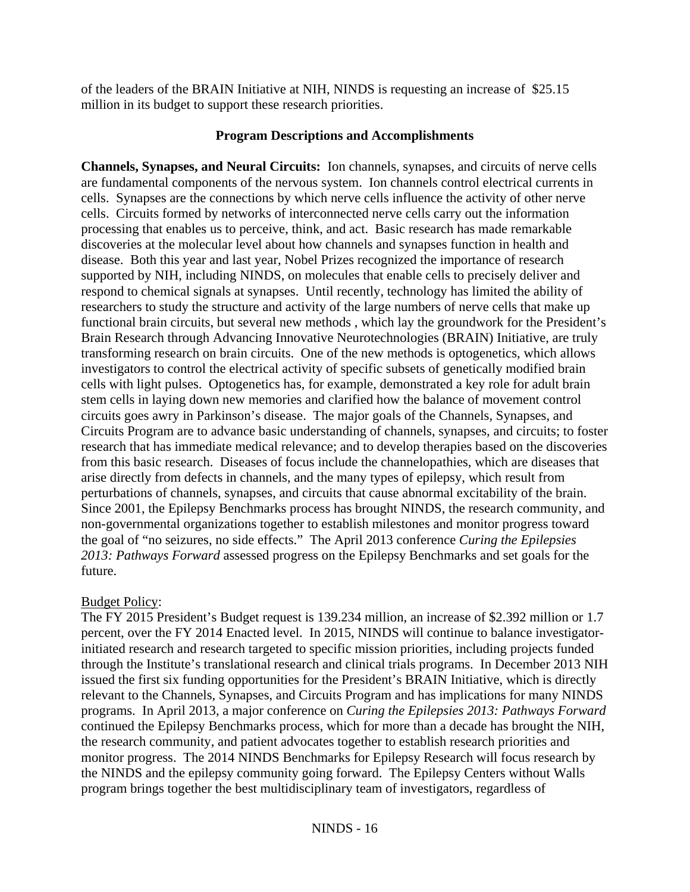of the leaders of the BRAIN Initiative at NIH, NINDS is requesting an increase of $25.15 million in its budget to support these research priorities.

## Program Descriptions and Accomplishments

**Channels, Synapses, and Neural Circuits:** Ion channels, synapses, and circuits of nerve cells are fundamental components of the nervous system. Ion channels control electrical currents in cells. Synapses are the connections by which nerve cells influence the activity of other nerve cells. Circuits formed by networks of interconnected nerve cells carry out the information processing that enables us to perceive, think, and act. Basic research has made remarkable discoveries at the molecular level about how channels and synapses function in health and disease. Both this year and last year, Nobel Prizes recognized the importance of research supported by NIH, including NINDS, on molecules that enable cells to precisely deliver and respond to chemical signals at synapses. Until recently, technology has limited the ability of researchers to study the structure and activity of the large numbers of nerve cells that make up functional brain circuits, but several new methods , which lay the groundwork for the President's Brain Research through Advancing Innovative Neurotechnologies (BRAIN) Initiative, are truly transforming research on brain circuits. One of the new methods is optogenetics, which allows investigators to control the electrical activity of specific subsets of genetically modified brain cells with light pulses. Optogenetics has, for example, demonstrated a key role for adult brain stem cells in laying down new memories and clarified how the balance of movement control circuits goes awry in Parkinson's disease. The major goals of the Channels, Synapses, and Circuits Program are to advance basic understanding of channels, synapses, and circuits; to foster research that has immediate medical relevance; and to develop therapies based on the discoveries from this basic research. Diseases of focus include the channelopathies, which are diseases that arise directly from defects in channels, and the many types of epilepsy, which result from perturbations of channels, synapses, and circuits that cause abnormal excitability of the brain. Since 2001, the Epilepsy Benchmarks process has brought NINDS, the research community, and non-governmental organizations together to establish milestones and monitor progress toward the goal of "no seizures, no side effects." The April 2013 conference *Curing the Epilepsies 2013: Pathways Forward* assessed progress on the Epilepsy Benchmarks and set goals for the future.

Budget Policy:

The FY 2015 President's Budget request is 139.234 million, an increase of $2.392 million or 1.7 percent, over the FY 2014 Enacted level. In 2015, NINDS will continue to balance investigator-initiated research and research targeted to specific mission priorities, including projects funded through the Institute's translational research and clinical trials programs. In December 2013 NIH issued the first six funding opportunities for the President's BRAIN Initiative, which is directly relevant to the Channels, Synapses, and Circuits Program and has implications for many NINDS programs. In April 2013, a major conference on *Curing the Epilepsies 2013: Pathways Forward* continued the Epilepsy Benchmarks process, which for more than a decade has brought the NIH, the research community, and patient advocates together to establish research priorities and monitor progress. The 2014 NINDS Benchmarks for Epilepsy Research will focus research by the NINDS and the epilepsy community going forward. The Epilepsy Centers without Walls program brings together the best multidisciplinary team of investigators, regardless of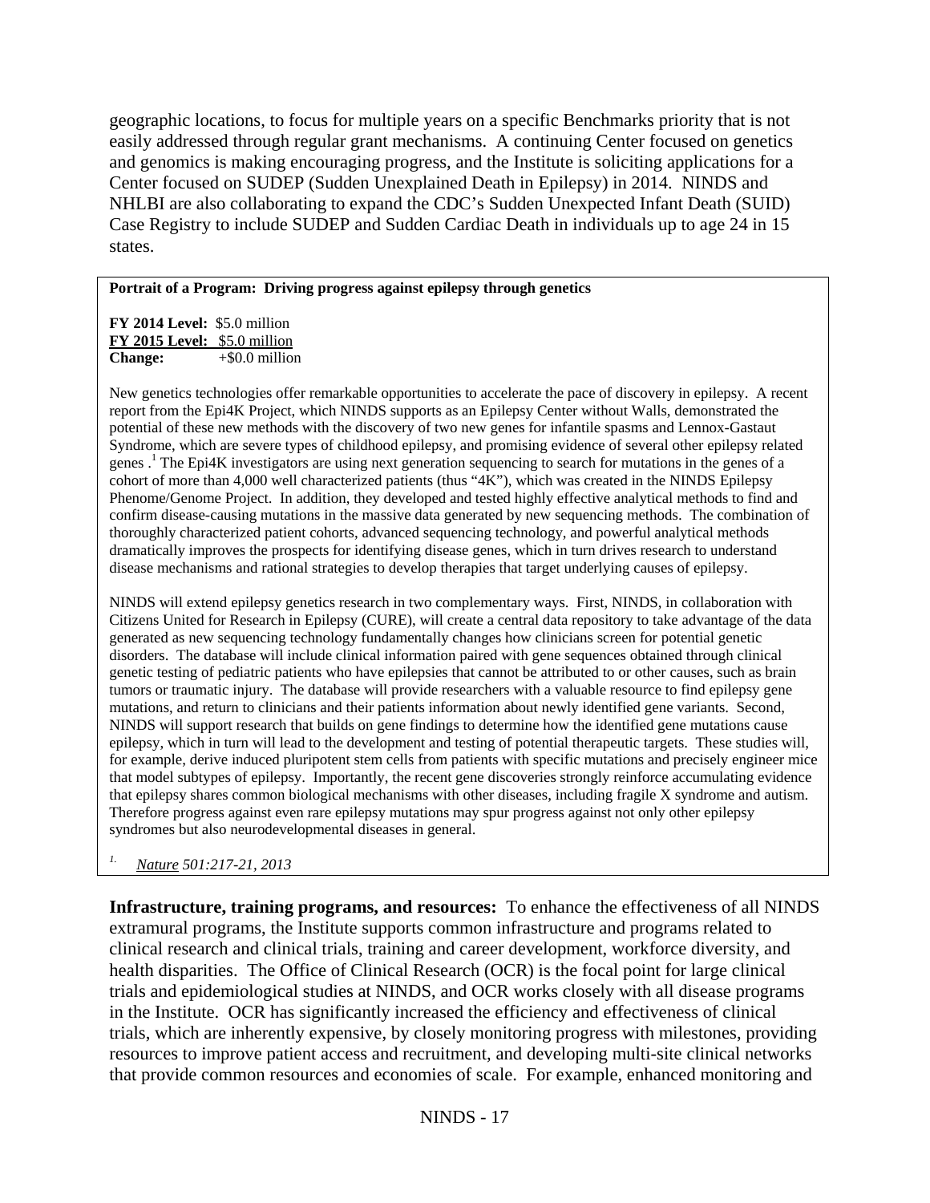geographic locations, to focus for multiple years on a specific Benchmarks priority that is not easily addressed through regular grant mechanisms. A continuing Center focused on genetics and genomics is making encouraging progress, and the Institute is soliciting applications for a Center focused on SUDEP (Sudden Unexplained Death in Epilepsy) in 2014. NINDS and NHLBI are also collaborating to expand the CDC's Sudden Unexpected Infant Death (SUID) Case Registry to include SUDEP and Sudden Cardiac Death in individuals up to age 24 in 15 states.

**Portrait of a Program: Driving progress against epilepsy through genetics**

**FY 2014 Level:** $5.0 million
**FY 2015 Level:** $5.0 million
**Change:** +$0.0 million

New genetics technologies offer remarkable opportunities to accelerate the pace of discovery in epilepsy. A recent report from the Epi4K Project, which NINDS supports as an Epilepsy Center without Walls, demonstrated the potential of these new methods with the discovery of two new genes for infantile spasms and Lennox-Gastaut Syndrome, which are severe types of childhood epilepsy, and promising evidence of several other epilepsy related genes .[1] The Epi4K investigators are using next generation sequencing to search for mutations in the genes of a cohort of more than 4,000 well characterized patients (thus "4K"), which was created in the NINDS Epilepsy Phenome/Genome Project. In addition, they developed and tested highly effective analytical methods to find and confirm disease-causing mutations in the massive data generated by new sequencing methods. The combination of thoroughly characterized patient cohorts, advanced sequencing technology, and powerful analytical methods dramatically improves the prospects for identifying disease genes, which in turn drives research to understand disease mechanisms and rational strategies to develop therapies that target underlying causes of epilepsy.

NINDS will extend epilepsy genetics research in two complementary ways. First, NINDS, in collaboration with Citizens United for Research in Epilepsy (CURE), will create a central data repository to take advantage of the data generated as new sequencing technology fundamentally changes how clinicians screen for potential genetic disorders. The database will include clinical information paired with gene sequences obtained through clinical genetic testing of pediatric patients who have epilepsies that cannot be attributed to or other causes, such as brain tumors or traumatic injury. The database will provide researchers with a valuable resource to find epilepsy gene mutations, and return to clinicians and their patients information about newly identified gene variants. Second, NINDS will support research that builds on gene findings to determine how the identified gene mutations cause epilepsy, which in turn will lead to the development and testing of potential therapeutic targets. These studies will, for example, derive induced pluripotent stem cells from patients with specific mutations and precisely engineer mice that model subtypes of epilepsy. Importantly, the recent gene discoveries strongly reinforce accumulating evidence that epilepsy shares common biological mechanisms with other diseases, including fragile X syndrome and autism. Therefore progress against even rare epilepsy mutations may spur progress against not only other epilepsy syndromes but also neurodevelopmental diseases in general.

1. *Nature 501:217-21, 2013*

**Infrastructure, training programs, and resources:** To enhance the effectiveness of all NINDS extramural programs, the Institute supports common infrastructure and programs related to clinical research and clinical trials, training and career development, workforce diversity, and health disparities. The Office of Clinical Research (OCR) is the focal point for large clinical trials and epidemiological studies at NINDS, and OCR works closely with all disease programs in the Institute. OCR has significantly increased the efficiency and effectiveness of clinical trials, which are inherently expensive, by closely monitoring progress with milestones, providing resources to improve patient access and recruitment, and developing multi-site clinical networks that provide common resources and economies of scale. For example, enhanced monitoring and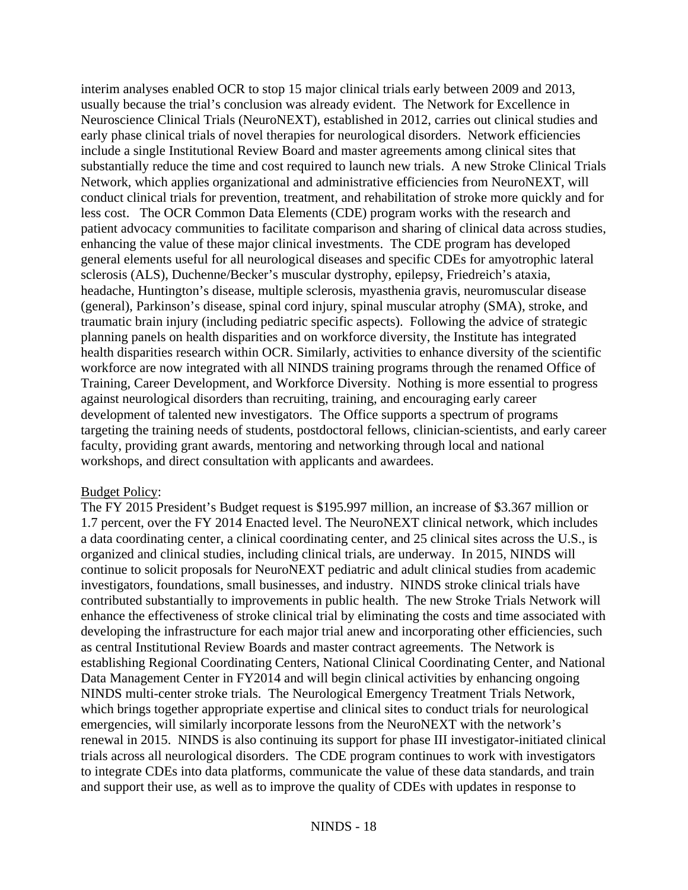interim analyses enabled OCR to stop 15 major clinical trials early between 2009 and 2013, usually because the trial's conclusion was already evident. The Network for Excellence in Neuroscience Clinical Trials (NeuroNEXT), established in 2012, carries out clinical studies and early phase clinical trials of novel therapies for neurological disorders. Network efficiencies include a single Institutional Review Board and master agreements among clinical sites that substantially reduce the time and cost required to launch new trials. A new Stroke Clinical Trials Network, which applies organizational and administrative efficiencies from NeuroNEXT, will conduct clinical trials for prevention, treatment, and rehabilitation of stroke more quickly and for less cost. The OCR Common Data Elements (CDE) program works with the research and patient advocacy communities to facilitate comparison and sharing of clinical data across studies, enhancing the value of these major clinical investments. The CDE program has developed general elements useful for all neurological diseases and specific CDEs for amyotrophic lateral sclerosis (ALS), Duchenne/Becker's muscular dystrophy, epilepsy, Friedreich's ataxia, headache, Huntington's disease, multiple sclerosis, myasthenia gravis, neuromuscular disease (general), Parkinson's disease, spinal cord injury, spinal muscular atrophy (SMA), stroke, and traumatic brain injury (including pediatric specific aspects). Following the advice of strategic planning panels on health disparities and on workforce diversity, the Institute has integrated health disparities research within OCR. Similarly, activities to enhance diversity of the scientific workforce are now integrated with all NINDS training programs through the renamed Office of Training, Career Development, and Workforce Diversity. Nothing is more essential to progress against neurological disorders than recruiting, training, and encouraging early career development of talented new investigators. The Office supports a spectrum of programs targeting the training needs of students, postdoctoral fellows, clinician-scientists, and early career faculty, providing grant awards, mentoring and networking through local and national workshops, and direct consultation with applicants and awardees.

Budget Policy:
The FY 2015 President's Budget request is $195.997 million, an increase of $3.367 million or 1.7 percent, over the FY 2014 Enacted level. The NeuroNEXT clinical network, which includes a data coordinating center, a clinical coordinating center, and 25 clinical sites across the U.S., is organized and clinical studies, including clinical trials, are underway. In 2015, NINDS will continue to solicit proposals for NeuroNEXT pediatric and adult clinical studies from academic investigators, foundations, small businesses, and industry. NINDS stroke clinical trials have contributed substantially to improvements in public health. The new Stroke Trials Network will enhance the effectiveness of stroke clinical trial by eliminating the costs and time associated with developing the infrastructure for each major trial anew and incorporating other efficiencies, such as central Institutional Review Boards and master contract agreements. The Network is establishing Regional Coordinating Centers, National Clinical Coordinating Center, and National Data Management Center in FY2014 and will begin clinical activities by enhancing ongoing NINDS multi-center stroke trials. The Neurological Emergency Treatment Trials Network, which brings together appropriate expertise and clinical sites to conduct trials for neurological emergencies, will similarly incorporate lessons from the NeuroNEXT with the network's renewal in 2015. NINDS is also continuing its support for phase III investigator-initiated clinical trials across all neurological disorders. The CDE program continues to work with investigators to integrate CDEs into data platforms, communicate the value of these data standards, and train and support their use, as well as to improve the quality of CDEs with updates in response to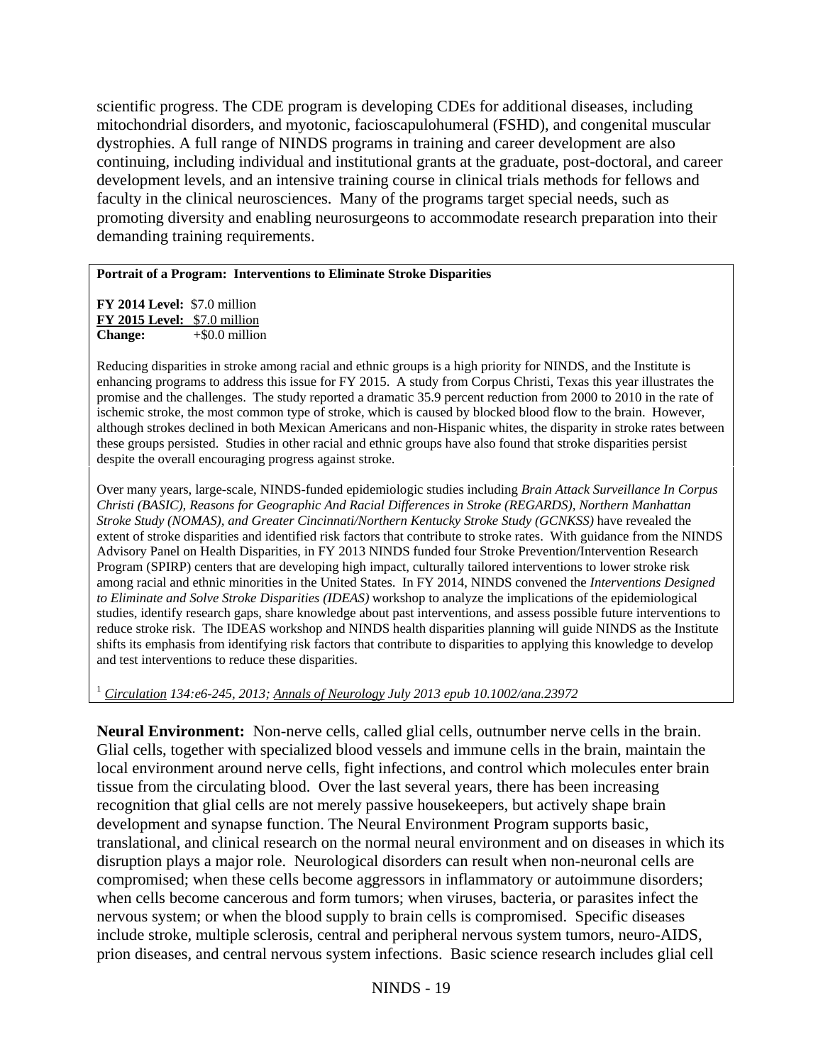scientific progress. The CDE program is developing CDEs for additional diseases, including mitochondrial disorders, and myotonic, facioscapulohumeral (FSHD), and congenital muscular dystrophies. A full range of NINDS programs in training and career development are also continuing, including individual and institutional grants at the graduate, post-doctoral, and career development levels, and an intensive training course in clinical trials methods for fellows and faculty in the clinical neurosciences. Many of the programs target special needs, such as promoting diversity and enabling neurosurgeons to accommodate research preparation into their demanding training requirements.

**Portrait of a Program: Interventions to Eliminate Stroke Disparities**

**FY 2014 Level:** $7.0 million
**FY 2015 Level:** $7.0 million
**Change:** +$0.0 million

Reducing disparities in stroke among racial and ethnic groups is a high priority for NINDS, and the Institute is enhancing programs to address this issue for FY 2015. A study from Corpus Christi, Texas this year illustrates the promise and the challenges. The study reported a dramatic 35.9 percent reduction from 2000 to 2010 in the rate of ischemic stroke, the most common type of stroke, which is caused by blocked blood flow to the brain. However, although strokes declined in both Mexican Americans and non-Hispanic whites, the disparity in stroke rates between these groups persisted. Studies in other racial and ethnic groups have also found that stroke disparities persist despite the overall encouraging progress against stroke.

Over many years, large-scale, NINDS-funded epidemiologic studies including *Brain Attack Surveillance In Corpus Christi (BASIC), Reasons for Geographic And Racial Differences in Stroke (REGARDS), Northern Manhattan Stroke Study (NOMAS), and Greater Cincinnati/Northern Kentucky Stroke Study (GCNKSS)* have revealed the extent of stroke disparities and identified risk factors that contribute to stroke rates. With guidance from the NINDS Advisory Panel on Health Disparities, in FY 2013 NINDS funded four Stroke Prevention/Intervention Research Program (SPIRP) centers that are developing high impact, culturally tailored interventions to lower stroke risk among racial and ethnic minorities in the United States. In FY 2014, NINDS convened the *Interventions Designed to Eliminate and Solve Stroke Disparities (IDEAS)* workshop to analyze the implications of the epidemiological studies, identify research gaps, share knowledge about past interventions, and assess possible future interventions to reduce stroke risk. The IDEAS workshop and NINDS health disparities planning will guide NINDS as the Institute shifts its emphasis from identifying risk factors that contribute to disparities to applying this knowledge to develop and test interventions to reduce these disparities.

[1] *Circulation 134:e6-245, 2013; Annals of Neurology July 2013 epub 10.1002/ana.23972*

**Neural Environment:** Non-nerve cells, called glial cells, outnumber nerve cells in the brain. Glial cells, together with specialized blood vessels and immune cells in the brain, maintain the local environment around nerve cells, fight infections, and control which molecules enter brain tissue from the circulating blood. Over the last several years, there has been increasing recognition that glial cells are not merely passive housekeepers, but actively shape brain development and synapse function. The Neural Environment Program supports basic, translational, and clinical research on the normal neural environment and on diseases in which its disruption plays a major role. Neurological disorders can result when non-neuronal cells are compromised; when these cells become aggressors in inflammatory or autoimmune disorders; when cells become cancerous and form tumors; when viruses, bacteria, or parasites infect the nervous system; or when the blood supply to brain cells is compromised. Specific diseases include stroke, multiple sclerosis, central and peripheral nervous system tumors, neuro-AIDS, prion diseases, and central nervous system infections. Basic science research includes glial cell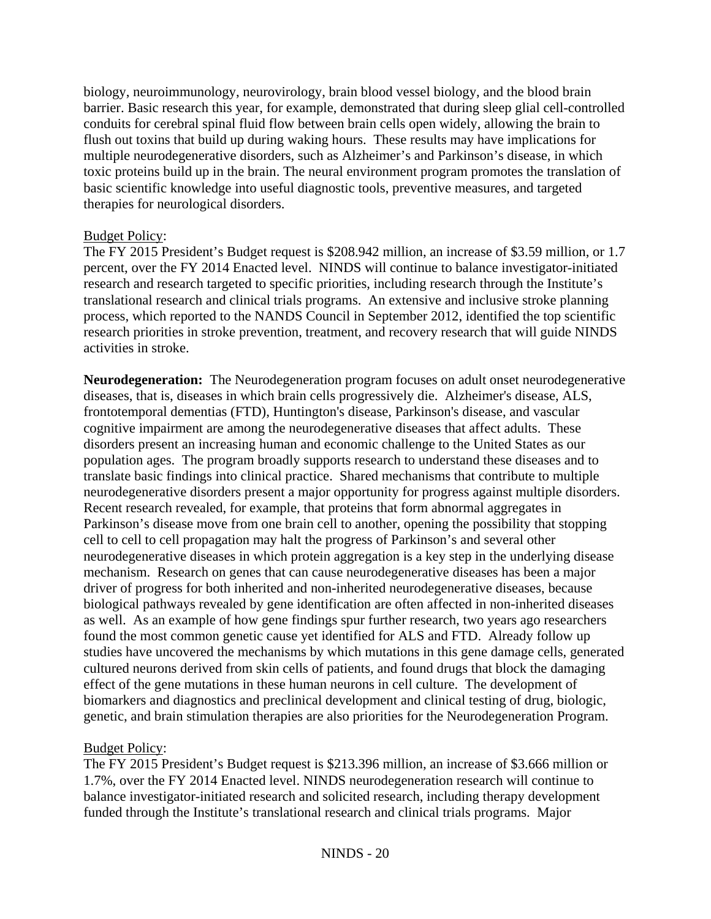biology, neuroimmunology, neurovirology, brain blood vessel biology, and the blood brain barrier. Basic research this year, for example, demonstrated that during sleep glial cell-controlled conduits for cerebral spinal fluid flow between brain cells open widely, allowing the brain to flush out toxins that build up during waking hours. These results may have implications for multiple neurodegenerative disorders, such as Alzheimer's and Parkinson's disease, in which toxic proteins build up in the brain. The neural environment program promotes the translation of basic scientific knowledge into useful diagnostic tools, preventive measures, and targeted therapies for neurological disorders.

Budget Policy:
The FY 2015 President's Budget request is $208.942 million, an increase of $3.59 million, or 1.7 percent, over the FY 2014 Enacted level. NINDS will continue to balance investigator-initiated research and research targeted to specific priorities, including research through the Institute's translational research and clinical trials programs. An extensive and inclusive stroke planning process, which reported to the NANDS Council in September 2012, identified the top scientific research priorities in stroke prevention, treatment, and recovery research that will guide NINDS activities in stroke.

**Neurodegeneration:** The Neurodegeneration program focuses on adult onset neurodegenerative diseases, that is, diseases in which brain cells progressively die. Alzheimer's disease, ALS, frontotemporal dementias (FTD), Huntington's disease, Parkinson's disease, and vascular cognitive impairment are among the neurodegenerative diseases that affect adults. These disorders present an increasing human and economic challenge to the United States as our population ages. The program broadly supports research to understand these diseases and to translate basic findings into clinical practice. Shared mechanisms that contribute to multiple neurodegenerative disorders present a major opportunity for progress against multiple disorders. Recent research revealed, for example, that proteins that form abnormal aggregates in Parkinson's disease move from one brain cell to another, opening the possibility that stopping cell to cell to cell propagation may halt the progress of Parkinson's and several other neurodegenerative diseases in which protein aggregation is a key step in the underlying disease mechanism. Research on genes that can cause neurodegenerative diseases has been a major driver of progress for both inherited and non-inherited neurodegenerative diseases, because biological pathways revealed by gene identification are often affected in non-inherited diseases as well. As an example of how gene findings spur further research, two years ago researchers found the most common genetic cause yet identified for ALS and FTD. Already follow up studies have uncovered the mechanisms by which mutations in this gene damage cells, generated cultured neurons derived from skin cells of patients, and found drugs that block the damaging effect of the gene mutations in these human neurons in cell culture. The development of biomarkers and diagnostics and preclinical development and clinical testing of drug, biologic, genetic, and brain stimulation therapies are also priorities for the Neurodegeneration Program.

Budget Policy:
The FY 2015 President's Budget request is $213.396 million, an increase of $3.666 million or 1.7%, over the FY 2014 Enacted level. NINDS neurodegeneration research will continue to balance investigator-initiated research and solicited research, including therapy development funded through the Institute's translational research and clinical trials programs. Major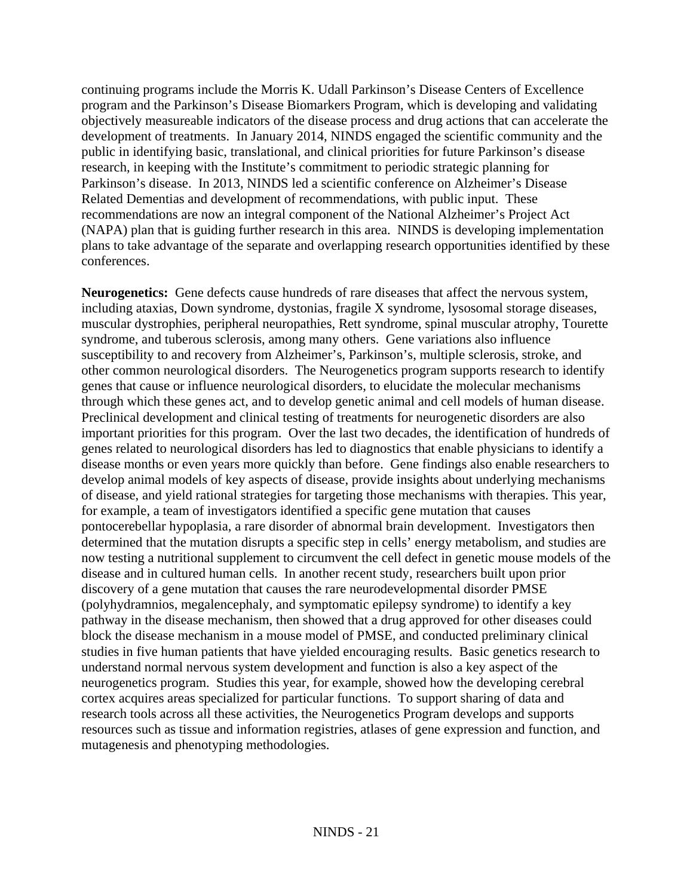continuing programs include the Morris K. Udall Parkinson's Disease Centers of Excellence program and the Parkinson's Disease Biomarkers Program, which is developing and validating objectively measureable indicators of the disease process and drug actions that can accelerate the development of treatments. In January 2014, NINDS engaged the scientific community and the public in identifying basic, translational, and clinical priorities for future Parkinson's disease research, in keeping with the Institute's commitment to periodic strategic planning for Parkinson's disease. In 2013, NINDS led a scientific conference on Alzheimer's Disease Related Dementias and development of recommendations, with public input. These recommendations are now an integral component of the National Alzheimer's Project Act (NAPA) plan that is guiding further research in this area. NINDS is developing implementation plans to take advantage of the separate and overlapping research opportunities identified by these conferences.

**Neurogenetics:** Gene defects cause hundreds of rare diseases that affect the nervous system, including ataxias, Down syndrome, dystonias, fragile X syndrome, lysosomal storage diseases, muscular dystrophies, peripheral neuropathies, Rett syndrome, spinal muscular atrophy, Tourette syndrome, and tuberous sclerosis, among many others. Gene variations also influence susceptibility to and recovery from Alzheimer's, Parkinson's, multiple sclerosis, stroke, and other common neurological disorders. The Neurogenetics program supports research to identify genes that cause or influence neurological disorders, to elucidate the molecular mechanisms through which these genes act, and to develop genetic animal and cell models of human disease. Preclinical development and clinical testing of treatments for neurogenetic disorders are also important priorities for this program. Over the last two decades, the identification of hundreds of genes related to neurological disorders has led to diagnostics that enable physicians to identify a disease months or even years more quickly than before. Gene findings also enable researchers to develop animal models of key aspects of disease, provide insights about underlying mechanisms of disease, and yield rational strategies for targeting those mechanisms with therapies. This year, for example, a team of investigators identified a specific gene mutation that causes pontocerebellar hypoplasia, a rare disorder of abnormal brain development. Investigators then determined that the mutation disrupts a specific step in cells' energy metabolism, and studies are now testing a nutritional supplement to circumvent the cell defect in genetic mouse models of the disease and in cultured human cells. In another recent study, researchers built upon prior discovery of a gene mutation that causes the rare neurodevelopmental disorder PMSE (polyhydramnios, megalencephaly, and symptomatic epilepsy syndrome) to identify a key pathway in the disease mechanism, then showed that a drug approved for other diseases could block the disease mechanism in a mouse model of PMSE, and conducted preliminary clinical studies in five human patients that have yielded encouraging results. Basic genetics research to understand normal nervous system development and function is also a key aspect of the neurogenetics program. Studies this year, for example, showed how the developing cerebral cortex acquires areas specialized for particular functions. To support sharing of data and research tools across all these activities, the Neurogenetics Program develops and supports resources such as tissue and information registries, atlases of gene expression and function, and mutagenesis and phenotyping methodologies.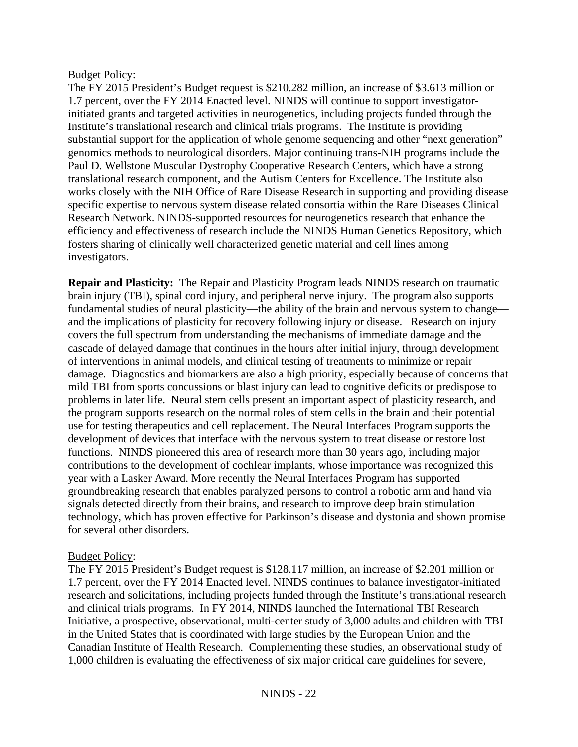Budget Policy:

The FY 2015 President's Budget request is $210.282 million, an increase of $3.613 million or 1.7 percent, over the FY 2014 Enacted level. NINDS will continue to support investigator-initiated grants and targeted activities in neurogenetics, including projects funded through the Institute's translational research and clinical trials programs. The Institute is providing substantial support for the application of whole genome sequencing and other "next generation" genomics methods to neurological disorders. Major continuing trans-NIH programs include the Paul D. Wellstone Muscular Dystrophy Cooperative Research Centers, which have a strong translational research component, and the Autism Centers for Excellence. The Institute also works closely with the NIH Office of Rare Disease Research in supporting and providing disease specific expertise to nervous system disease related consortia within the Rare Diseases Clinical Research Network. NINDS-supported resources for neurogenetics research that enhance the efficiency and effectiveness of research include the NINDS Human Genetics Repository, which fosters sharing of clinically well characterized genetic material and cell lines among investigators.

**Repair and Plasticity:** The Repair and Plasticity Program leads NINDS research on traumatic brain injury (TBI), spinal cord injury, and peripheral nerve injury. The program also supports fundamental studies of neural plasticity—the ability of the brain and nervous system to change—and the implications of plasticity for recovery following injury or disease. Research on injury covers the full spectrum from understanding the mechanisms of immediate damage and the cascade of delayed damage that continues in the hours after initial injury, through development of interventions in animal models, and clinical testing of treatments to minimize or repair damage. Diagnostics and biomarkers are also a high priority, especially because of concerns that mild TBI from sports concussions or blast injury can lead to cognitive deficits or predispose to problems in later life. Neural stem cells present an important aspect of plasticity research, and the program supports research on the normal roles of stem cells in the brain and their potential use for testing therapeutics and cell replacement. The Neural Interfaces Program supports the development of devices that interface with the nervous system to treat disease or restore lost functions. NINDS pioneered this area of research more than 30 years ago, including major contributions to the development of cochlear implants, whose importance was recognized this year with a Lasker Award. More recently the Neural Interfaces Program has supported groundbreaking research that enables paralyzed persons to control a robotic arm and hand via signals detected directly from their brains, and research to improve deep brain stimulation technology, which has proven effective for Parkinson's disease and dystonia and shown promise for several other disorders.

Budget Policy:

The FY 2015 President's Budget request is $128.117 million, an increase of $2.201 million or 1.7 percent, over the FY 2014 Enacted level. NINDS continues to balance investigator-initiated research and solicitations, including projects funded through the Institute's translational research and clinical trials programs. In FY 2014, NINDS launched the International TBI Research Initiative, a prospective, observational, multi-center study of 3,000 adults and children with TBI in the United States that is coordinated with large studies by the European Union and the Canadian Institute of Health Research. Complementing these studies, an observational study of 1,000 children is evaluating the effectiveness of six major critical care guidelines for severe,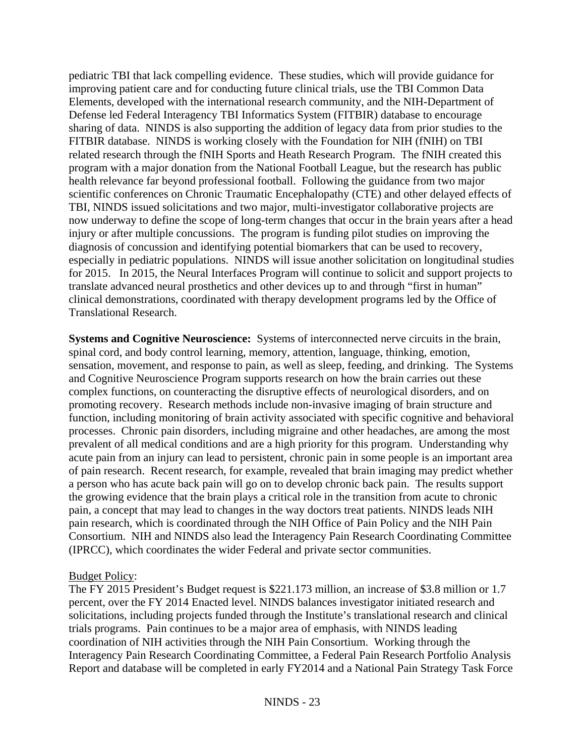pediatric TBI that lack compelling evidence. These studies, which will provide guidance for improving patient care and for conducting future clinical trials, use the TBI Common Data Elements, developed with the international research community, and the NIH-Department of Defense led Federal Interagency TBI Informatics System (FITBIR) database to encourage sharing of data. NINDS is also supporting the addition of legacy data from prior studies to the FITBIR database. NINDS is working closely with the Foundation for NIH (fNIH) on TBI related research through the fNIH Sports and Heath Research Program. The fNIH created this program with a major donation from the National Football League, but the research has public health relevance far beyond professional football. Following the guidance from two major scientific conferences on Chronic Traumatic Encephalopathy (CTE) and other delayed effects of TBI, NINDS issued solicitations and two major, multi-investigator collaborative projects are now underway to define the scope of long-term changes that occur in the brain years after a head injury or after multiple concussions. The program is funding pilot studies on improving the diagnosis of concussion and identifying potential biomarkers that can be used to recovery, especially in pediatric populations. NINDS will issue another solicitation on longitudinal studies for 2015. In 2015, the Neural Interfaces Program will continue to solicit and support projects to translate advanced neural prosthetics and other devices up to and through "first in human" clinical demonstrations, coordinated with therapy development programs led by the Office of Translational Research.

**Systems and Cognitive Neuroscience:** Systems of interconnected nerve circuits in the brain, spinal cord, and body control learning, memory, attention, language, thinking, emotion, sensation, movement, and response to pain, as well as sleep, feeding, and drinking. The Systems and Cognitive Neuroscience Program supports research on how the brain carries out these complex functions, on counteracting the disruptive effects of neurological disorders, and on promoting recovery. Research methods include non-invasive imaging of brain structure and function, including monitoring of brain activity associated with specific cognitive and behavioral processes. Chronic pain disorders, including migraine and other headaches, are among the most prevalent of all medical conditions and are a high priority for this program. Understanding why acute pain from an injury can lead to persistent, chronic pain in some people is an important area of pain research. Recent research, for example, revealed that brain imaging may predict whether a person who has acute back pain will go on to develop chronic back pain. The results support the growing evidence that the brain plays a critical role in the transition from acute to chronic pain, a concept that may lead to changes in the way doctors treat patients. NINDS leads NIH pain research, which is coordinated through the NIH Office of Pain Policy and the NIH Pain Consortium. NIH and NINDS also lead the Interagency Pain Research Coordinating Committee (IPRCC), which coordinates the wider Federal and private sector communities.

<u>Budget Policy</u>:

The FY 2015 President's Budget request is $221.173 million, an increase of $3.8 million or 1.7 percent, over the FY 2014 Enacted level. NINDS balances investigator initiated research and solicitations, including projects funded through the Institute's translational research and clinical trials programs. Pain continues to be a major area of emphasis, with NINDS leading coordination of NIH activities through the NIH Pain Consortium. Working through the Interagency Pain Research Coordinating Committee, a Federal Pain Research Portfolio Analysis Report and database will be completed in early FY2014 and a National Pain Strategy Task Force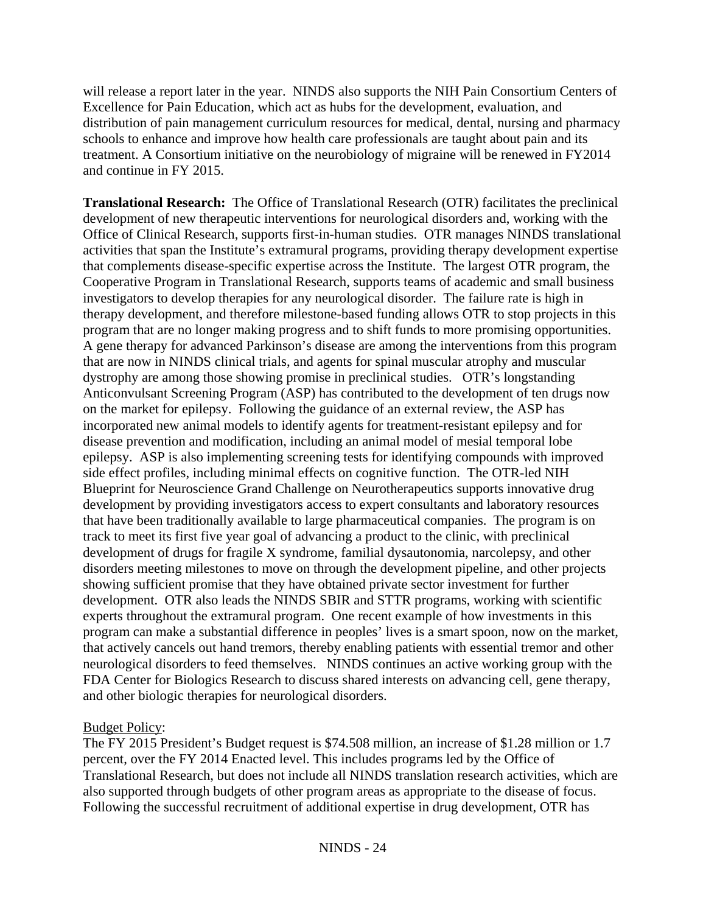will release a report later in the year. NINDS also supports the NIH Pain Consortium Centers of Excellence for Pain Education, which act as hubs for the development, evaluation, and distribution of pain management curriculum resources for medical, dental, nursing and pharmacy schools to enhance and improve how health care professionals are taught about pain and its treatment. A Consortium initiative on the neurobiology of migraine will be renewed in FY2014 and continue in FY 2015.

**Translational Research:** The Office of Translational Research (OTR) facilitates the preclinical development of new therapeutic interventions for neurological disorders and, working with the Office of Clinical Research, supports first-in-human studies. OTR manages NINDS translational activities that span the Institute's extramural programs, providing therapy development expertise that complements disease-specific expertise across the Institute. The largest OTR program, the Cooperative Program in Translational Research, supports teams of academic and small business investigators to develop therapies for any neurological disorder. The failure rate is high in therapy development, and therefore milestone-based funding allows OTR to stop projects in this program that are no longer making progress and to shift funds to more promising opportunities. A gene therapy for advanced Parkinson's disease are among the interventions from this program that are now in NINDS clinical trials, and agents for spinal muscular atrophy and muscular dystrophy are among those showing promise in preclinical studies. OTR's longstanding Anticonvulsant Screening Program (ASP) has contributed to the development of ten drugs now on the market for epilepsy. Following the guidance of an external review, the ASP has incorporated new animal models to identify agents for treatment-resistant epilepsy and for disease prevention and modification, including an animal model of mesial temporal lobe epilepsy. ASP is also implementing screening tests for identifying compounds with improved side effect profiles, including minimal effects on cognitive function. The OTR-led NIH Blueprint for Neuroscience Grand Challenge on Neurotherapeutics supports innovative drug development by providing investigators access to expert consultants and laboratory resources that have been traditionally available to large pharmaceutical companies. The program is on track to meet its first five year goal of advancing a product to the clinic, with preclinical development of drugs for fragile X syndrome, familial dysautonomia, narcolepsy, and other disorders meeting milestones to move on through the development pipeline, and other projects showing sufficient promise that they have obtained private sector investment for further development. OTR also leads the NINDS SBIR and STTR programs, working with scientific experts throughout the extramural program. One recent example of how investments in this program can make a substantial difference in peoples' lives is a smart spoon, now on the market, that actively cancels out hand tremors, thereby enabling patients with essential tremor and other neurological disorders to feed themselves. NINDS continues an active working group with the FDA Center for Biologics Research to discuss shared interests on advancing cell, gene therapy, and other biologic therapies for neurological disorders.

Budget Policy:

The FY 2015 President's Budget request is $74.508 million, an increase of $1.28 million or 1.7 percent, over the FY 2014 Enacted level. This includes programs led by the Office of Translational Research, but does not include all NINDS translation research activities, which are also supported through budgets of other program areas as appropriate to the disease of focus. Following the successful recruitment of additional expertise in drug development, OTR has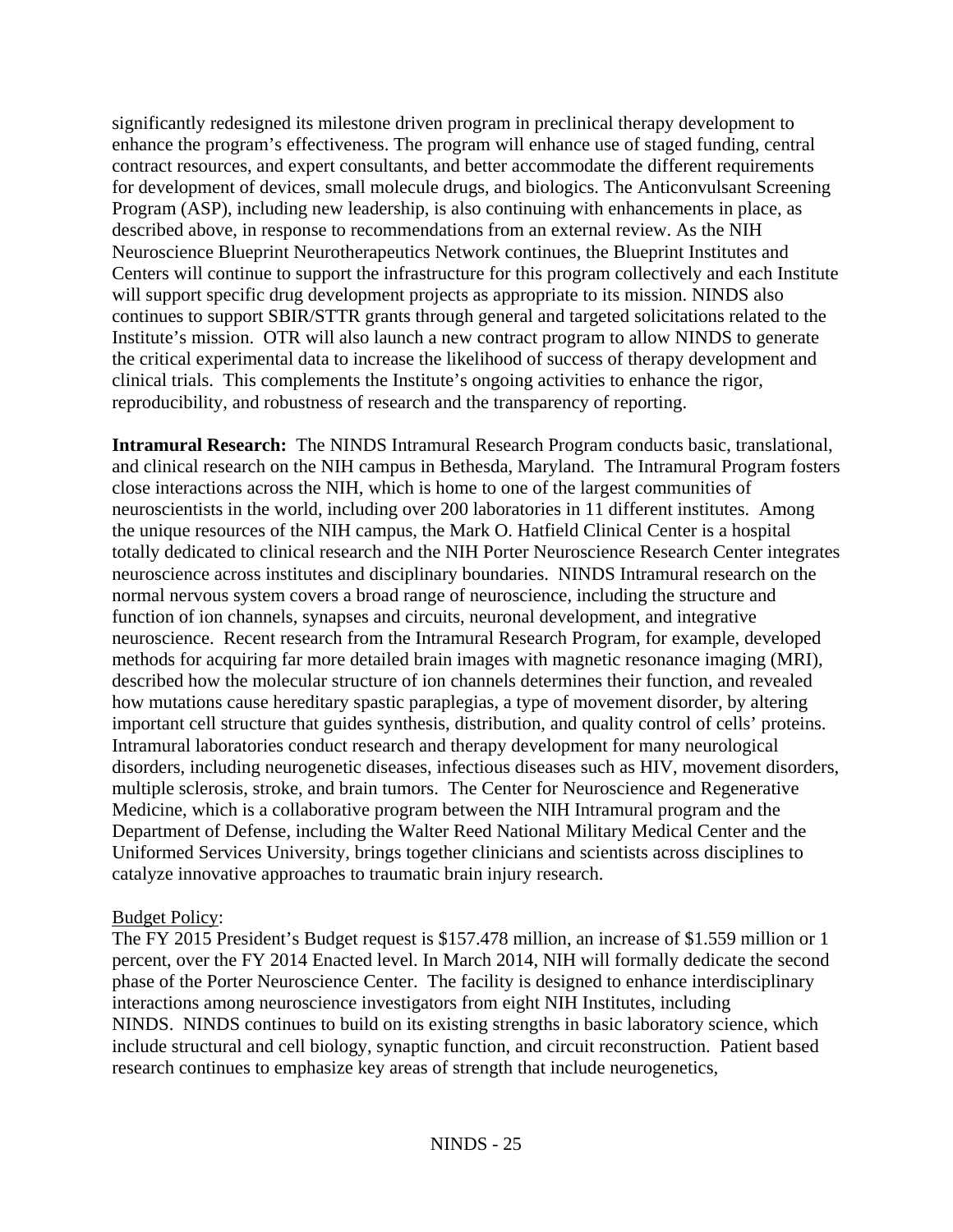significantly redesigned its milestone driven program in preclinical therapy development to enhance the program's effectiveness. The program will enhance use of staged funding, central contract resources, and expert consultants, and better accommodate the different requirements for development of devices, small molecule drugs, and biologics. The Anticonvulsant Screening Program (ASP), including new leadership, is also continuing with enhancements in place, as described above, in response to recommendations from an external review. As the NIH Neuroscience Blueprint Neurotherapeutics Network continues, the Blueprint Institutes and Centers will continue to support the infrastructure for this program collectively and each Institute will support specific drug development projects as appropriate to its mission. NINDS also continues to support SBIR/STTR grants through general and targeted solicitations related to the Institute's mission. OTR will also launch a new contract program to allow NINDS to generate the critical experimental data to increase the likelihood of success of therapy development and clinical trials. This complements the Institute's ongoing activities to enhance the rigor, reproducibility, and robustness of research and the transparency of reporting.

**Intramural Research:** The NINDS Intramural Research Program conducts basic, translational, and clinical research on the NIH campus in Bethesda, Maryland. The Intramural Program fosters close interactions across the NIH, which is home to one of the largest communities of neuroscientists in the world, including over 200 laboratories in 11 different institutes. Among the unique resources of the NIH campus, the Mark O. Hatfield Clinical Center is a hospital totally dedicated to clinical research and the NIH Porter Neuroscience Research Center integrates neuroscience across institutes and disciplinary boundaries. NINDS Intramural research on the normal nervous system covers a broad range of neuroscience, including the structure and function of ion channels, synapses and circuits, neuronal development, and integrative neuroscience. Recent research from the Intramural Research Program, for example, developed methods for acquiring far more detailed brain images with magnetic resonance imaging (MRI), described how the molecular structure of ion channels determines their function, and revealed how mutations cause hereditary spastic paraplegias, a type of movement disorder, by altering important cell structure that guides synthesis, distribution, and quality control of cells' proteins. Intramural laboratories conduct research and therapy development for many neurological disorders, including neurogenetic diseases, infectious diseases such as HIV, movement disorders, multiple sclerosis, stroke, and brain tumors. The Center for Neuroscience and Regenerative Medicine, which is a collaborative program between the NIH Intramural program and the Department of Defense, including the Walter Reed National Military Medical Center and the Uniformed Services University, brings together clinicians and scientists across disciplines to catalyze innovative approaches to traumatic brain injury research.

Budget Policy:

The FY 2015 President's Budget request is $157.478 million, an increase of $1.559 million or 1 percent, over the FY 2014 Enacted level. In March 2014, NIH will formally dedicate the second phase of the Porter Neuroscience Center. The facility is designed to enhance interdisciplinary interactions among neuroscience investigators from eight NIH Institutes, including NINDS. NINDS continues to build on its existing strengths in basic laboratory science, which include structural and cell biology, synaptic function, and circuit reconstruction. Patient based research continues to emphasize key areas of strength that include neurogenetics,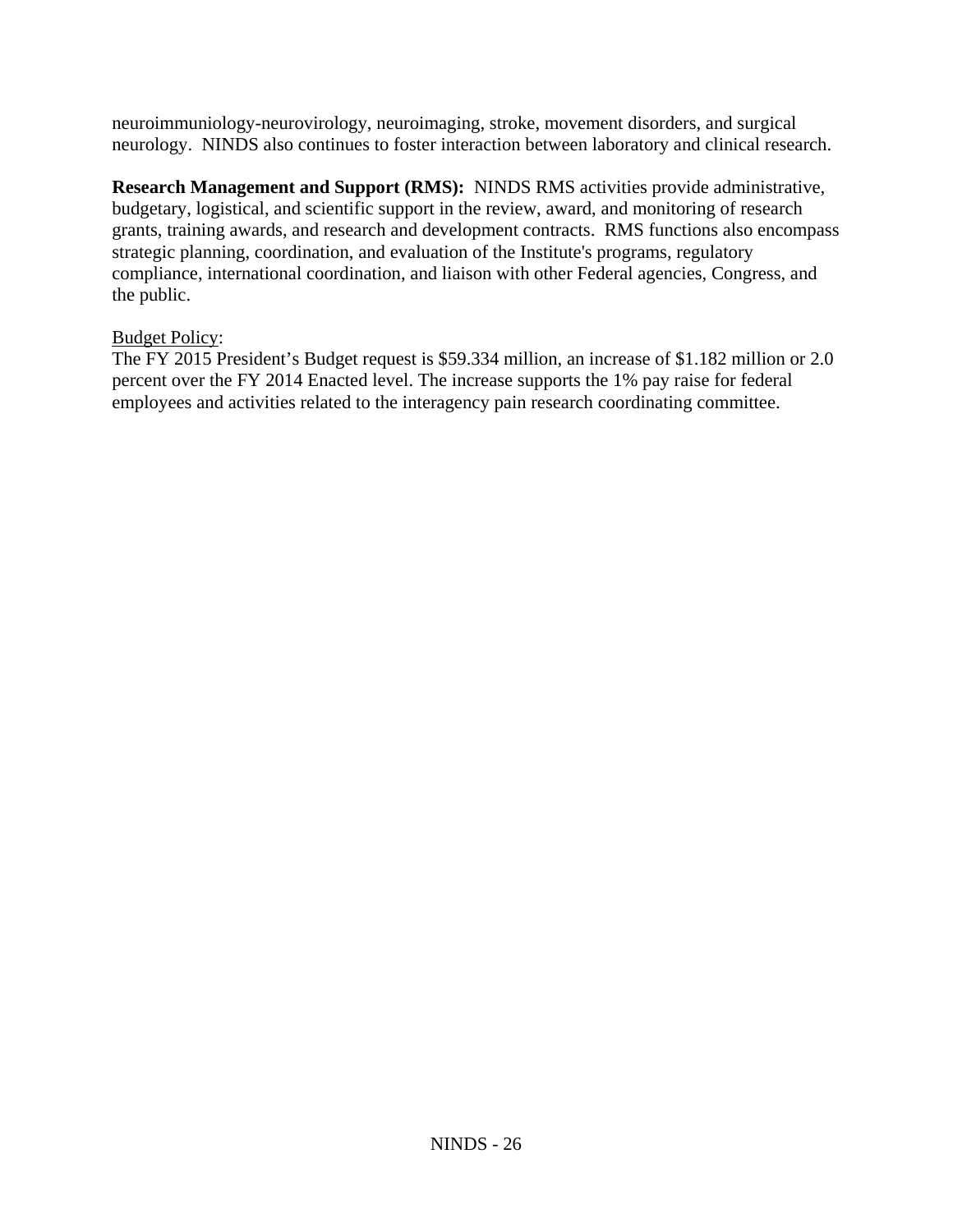neuroimmuniology-neurovirology, neuroimaging, stroke, movement disorders, and surgical neurology. NINDS also continues to foster interaction between laboratory and clinical research.

**Research Management and Support (RMS):** NINDS RMS activities provide administrative, budgetary, logistical, and scientific support in the review, award, and monitoring of research grants, training awards, and research and development contracts. RMS functions also encompass strategic planning, coordination, and evaluation of the Institute's programs, regulatory compliance, international coordination, and liaison with other Federal agencies, Congress, and the public.

<u>Budget Policy</u>:
The FY 2015 President's Budget request is $59.334 million, an increase of $1.182 million or 2.0 percent over the FY 2014 Enacted level. The increase supports the 1% pay raise for federal employees and activities related to the interagency pain research coordinating committee.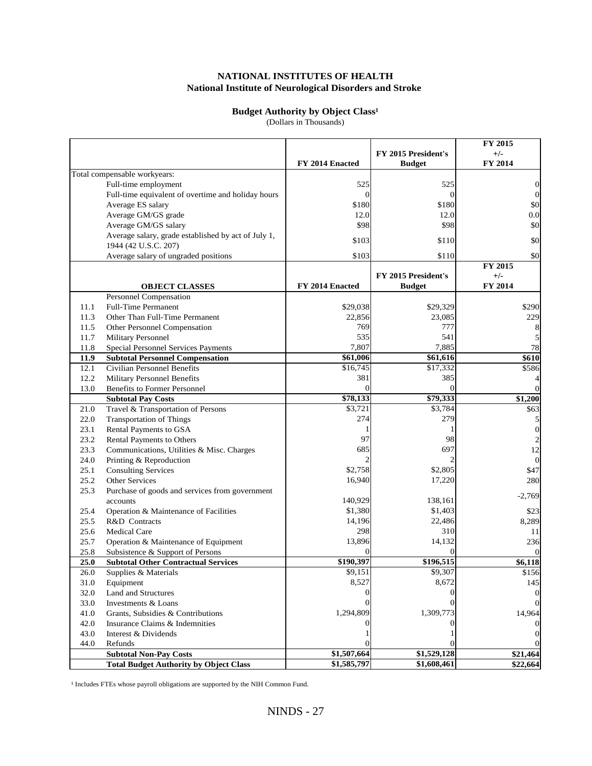**NATIONAL INSTITUTES OF HEALTH**
**National Institute of Neurological Disorders and Stroke**

**Budget Authority by Object Class[1]**
(Dollars in Thousands)

| | | FY 2014 Enacted | FY 2015 President's Budget | FY 2015 +/- FY 2014 |
|---|---|---|---|---|
| Total compensable workyears: | | | | |
| | Full-time employment | 525 | 525 | 0 |
| | Full-time equivalent of overtime and holiday hours | 0 | 0 | 0 |
| | Average ES salary | $180 | $180 | $0 |
| | Average GM/GS grade | 12.0 | 12.0 | 0.0 |
| | Average GM/GS salary | $98 | $98 | $0 |
| | Average salary, grade established by act of July 1, 1944 (42 U.S.C. 207) | $103 | $110 | $0 |
| | Average salary of ungraded positions | $103 | $110 | $0 |
| | **OBJECT CLASSES** | **FY 2014 Enacted** | **FY 2015 President's Budget** | **FY 2015 +/- FY 2014** |
| | Personnel Compensation | | | |
| 11.1 | Full-Time Permanent | $29,038 | $29,329 | $290 |
| 11.3 | Other Than Full-Time Permanent | 22,856 | 23,085 | 229 |
| 11.5 | Other Personnel Compensation | 769 | 777 | 8 |
| 11.7 | Military Personnel | 535 | 541 | 5 |
| 11.8 | Special Personnel Services Payments | 7,807 | 7,885 | 78 |
| **11.9** | **Subtotal Personnel Compensation** | **$61,006** | **$61,616** | **$610** |
| 12.1 | Civilian Personnel Benefits | $16,745 | $17,332 | $586 |
| 12.2 | Military Personnel Benefits | 381 | 385 | 4 |
| 13.0 | Benefits to Former Personnel | 0 | 0 | 0 |
| | **Subtotal Pay Costs** | **$78,133** | **$79,333** | **$1,200** |
| 21.0 | Travel & Transportation of Persons | $3,721 | $3,784 | $63 |
| 22.0 | Transportation of Things | 274 | 279 | 5 |
| 23.1 | Rental Payments to GSA | 1 | 1 | 0 |
| 23.2 | Rental Payments to Others | 97 | 98 | 2 |
| 23.3 | Communications, Utilities & Misc. Charges | 685 | 697 | 12 |
| 24.0 | Printing & Reproduction | 2 | 2 | 0 |
| 25.1 | Consulting Services | $2,758 | $2,805 | $47 |
| 25.2 | Other Services | 16,940 | 17,220 | 280 |
| 25.3 | Purchase of goods and services from government accounts | 140,929 | 138,161 | -2,769 |
| 25.4 | Operation & Maintenance of Facilities | $1,380 | $1,403 | $23 |
| 25.5 | R&D Contracts | 14,196 | 22,486 | 8,289 |
| 25.6 | Medical Care | 298 | 310 | 11 |
| 25.7 | Operation & Maintenance of Equipment | 13,896 | 14,132 | 236 |
| 25.8 | Subsistence & Support of Persons | 0 | 0 | 0 |
| **25.0** | **Subtotal Other Contractual Services** | **$190,397** | **$196,515** | **$6,118** |
| 26.0 | Supplies & Materials | $9,151 | $9,307 | $156 |
| 31.0 | Equipment | 8,527 | 8,672 | 145 |
| 32.0 | Land and Structures | 0 | 0 | 0 |
| 33.0 | Investments & Loans | 0 | 0 | 0 |
| 41.0 | Grants, Subsidies & Contributions | 1,294,809 | 1,309,773 | 14,964 |
| 42.0 | Insurance Claims & Indemnities | 0 | 0 | 0 |
| 43.0 | Interest & Dividends | 1 | 1 | 0 |
| 44.0 | Refunds | 0 | 0 | 0 |
| | **Subtotal Non-Pay Costs** | **$1,507,664** | **$1,529,128** | **$21,464** |
| | **Total Budget Authority by Object Class** | **$1,585,797** | **$1,608,461** | **$22,664** |

[1] Includes FTEs whose payroll obligations are supported by the NIH Common Fund.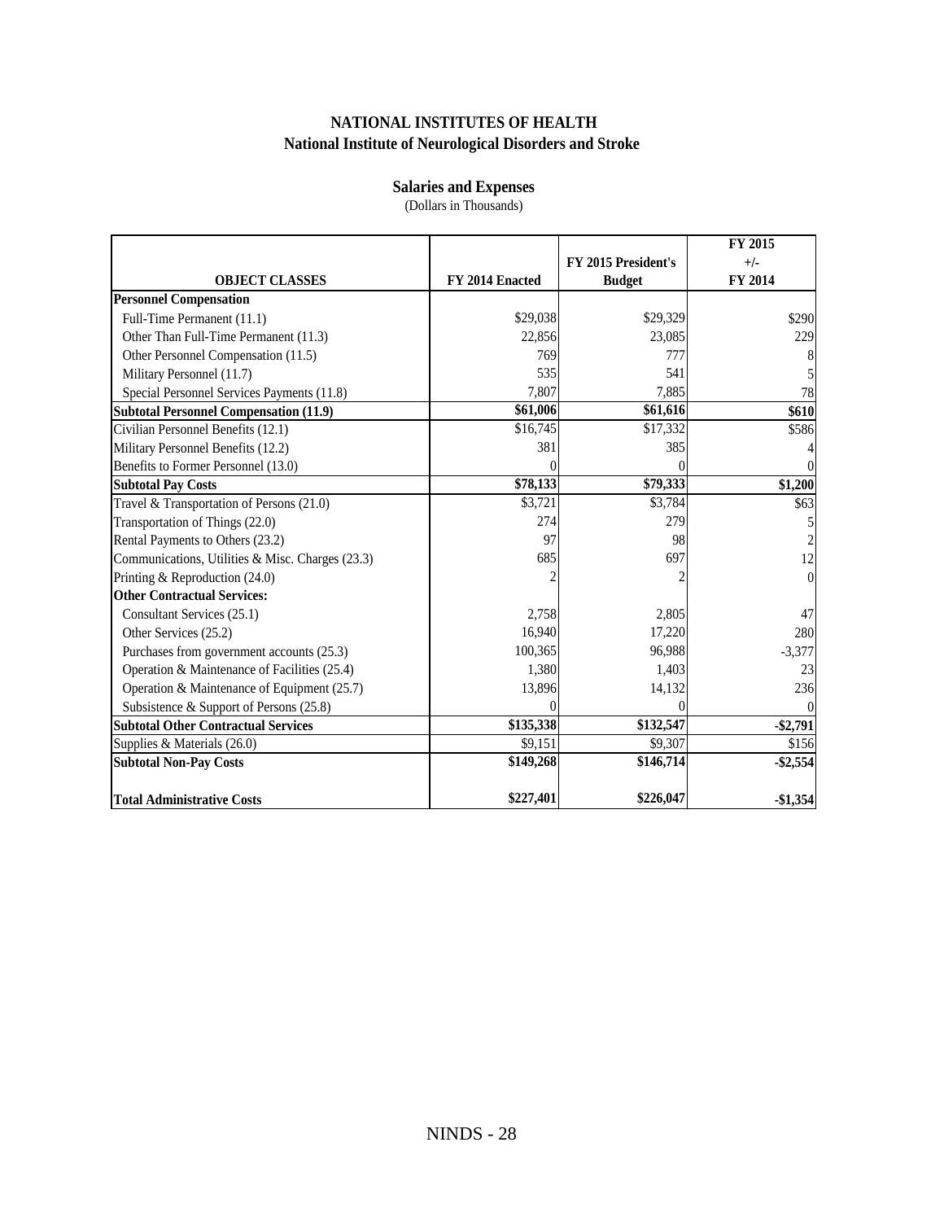## NATIONAL INSTITUTES OF HEALTH
## National Institute of Neurological Disorders and Stroke

### Salaries and Expenses
(Dollars in Thousands)

| OBJECT CLASSES | FY 2014 Enacted | FY 2015 President's Budget | FY 2015 +/- FY 2014 |
|---|---|---|---|
| **Personnel Compensation** | | | |
| Full-Time Permanent (11.1) | $29,038 | $29,329 | $290 |
| Other Than Full-Time Permanent (11.3) | 22,856 | 23,085 | 229 |
| Other Personnel Compensation (11.5) | 769 | 777 | 8 |
| Military Personnel (11.7) | 535 | 541 | 5 |
| Special Personnel Services Payments (11.8) | 7,807 | 7,885 | 78 |
| **Subtotal Personnel Compensation (11.9)** | **$61,006** | **$61,616** | **$610** |
| Civilian Personnel Benefits (12.1) | $16,745 | $17,332 | $586 |
| Military Personnel Benefits (12.2) | 381 | 385 | 4 |
| Benefits to Former Personnel (13.0) | 0 | 0 | 0 |
| **Subtotal Pay Costs** | **$78,133** | **$79,333** | **$1,200** |
| Travel & Transportation of Persons (21.0) | $3,721 | $3,784 | $63 |
| Transportation of Things (22.0) | 274 | 279 | 5 |
| Rental Payments to Others (23.2) | 97 | 98 | 2 |
| Communications, Utilities & Misc. Charges (23.3) | 685 | 697 | 12 |
| Printing & Reproduction (24.0) | 2 | 2 | 0 |
| **Other Contractual Services:** | | | |
| Consultant Services (25.1) | 2,758 | 2,805 | 47 |
| Other Services (25.2) | 16,940 | 17,220 | 280 |
| Purchases from government accounts (25.3) | 100,365 | 96,988 | -3,377 |
| Operation & Maintenance of Facilities (25.4) | 1,380 | 1,403 | 23 |
| Operation & Maintenance of Equipment (25.7) | 13,896 | 14,132 | 236 |
| Subsistence & Support of Persons (25.8) | 0 | 0 | 0 |
| **Subtotal Other Contractual Services** | **$135,338** | **$132,547** | **-$2,791** |
| Supplies & Materials (26.0) | $9,151 | $9,307 | $156 |
| **Subtotal Non-Pay Costs** | **$149,268** | **$146,714** | **-$2,554** |
| **Total Administrative Costs** | **$227,401** | **$226,047** | **-$1,354** |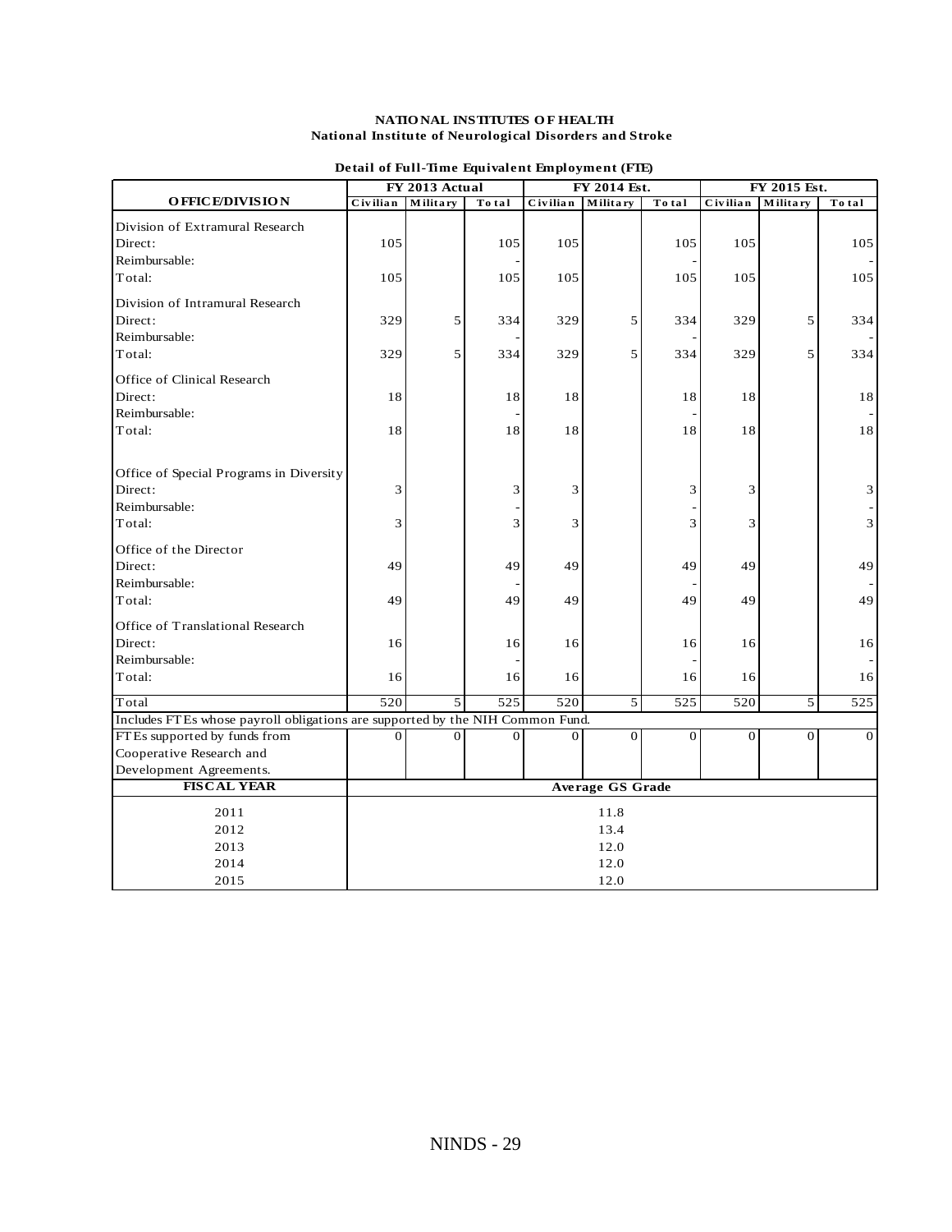**NATIONAL INSTITUTES OF HEALTH**
**National Institute of Neurological Disorders and Stroke**

**Detail of Full-Time Equivalent Employment (FTE)**

| OFFICE/DIVISION | FY 2013 Actual | | | FY 2014 Est. | | | FY 2015 Est. | | |
|---|---|---|---|---|---|---|---|---|---|
| | Civilian | Military | Total | Civilian | Military | Total | Civilian | Military | Total |
| Division of Extramural Research | | | | | | | | | |
| Direct: | 105 | | 105 | 105 | | 105 | 105 | | 105 |
| Reimbursable: | | | - | | | - | | | - |
| Total: | 105 | | 105 | 105 | | 105 | 105 | | 105 |
| Division of Intramural Research | | | | | | | | | |
| Direct: | 329 | 5 | 334 | 329 | 5 | 334 | 329 | 5 | 334 |
| Reimbursable: | | | - | | | - | | | - |
| Total: | 329 | 5 | 334 | 329 | 5 | 334 | 329 | 5 | 334 |
| Office of Clinical Research | | | | | | | | | |
| Direct: | 18 | | 18 | 18 | | 18 | 18 | | 18 |
| Reimbursable: | | | - | | | - | | | - |
| Total: | 18 | | 18 | 18 | | 18 | 18 | | 18 |
| Office of Special Programs in Diversity | | | | | | | | | |
| Direct: | 3 | | 3 | 3 | | 3 | 3 | | 3 |
| Reimbursable: | | | - | | | - | | | - |
| Total: | 3 | | 3 | 3 | | 3 | 3 | | 3 |
| Office of the Director | | | | | | | | | |
| Direct: | 49 | | 49 | 49 | | 49 | 49 | | 49 |
| Reimbursable: | | | - | | | - | | | - |
| Total: | 49 | | 49 | 49 | | 49 | 49 | | 49 |
| Office of Translational Research | | | | | | | | | |
| Direct: | 16 | | 16 | 16 | | 16 | 16 | | 16 |
| Reimbursable: | | | - | | | - | | | - |
| Total: | 16 | | 16 | 16 | | 16 | 16 | | 16 |
| Total | 520 | 5 | 525 | 520 | 5 | 525 | 520 | 5 | 525 |
| Includes FTEs whose payroll obligations are supported by the NIH Common Fund. | | | | | | | | | |
| FTEs supported by funds from Cooperative Research and Development Agreements. | 0 | 0 | 0 | 0 | 0 | 0 | 0 | 0 | 0 |

| FISCAL YEAR | Average GS Grade |
|---|---|
| 2011 | 11.8 |
| 2012 | 13.4 |
| 2013 | 12.0 |
| 2014 | 12.0 |
| 2015 | 12.0 |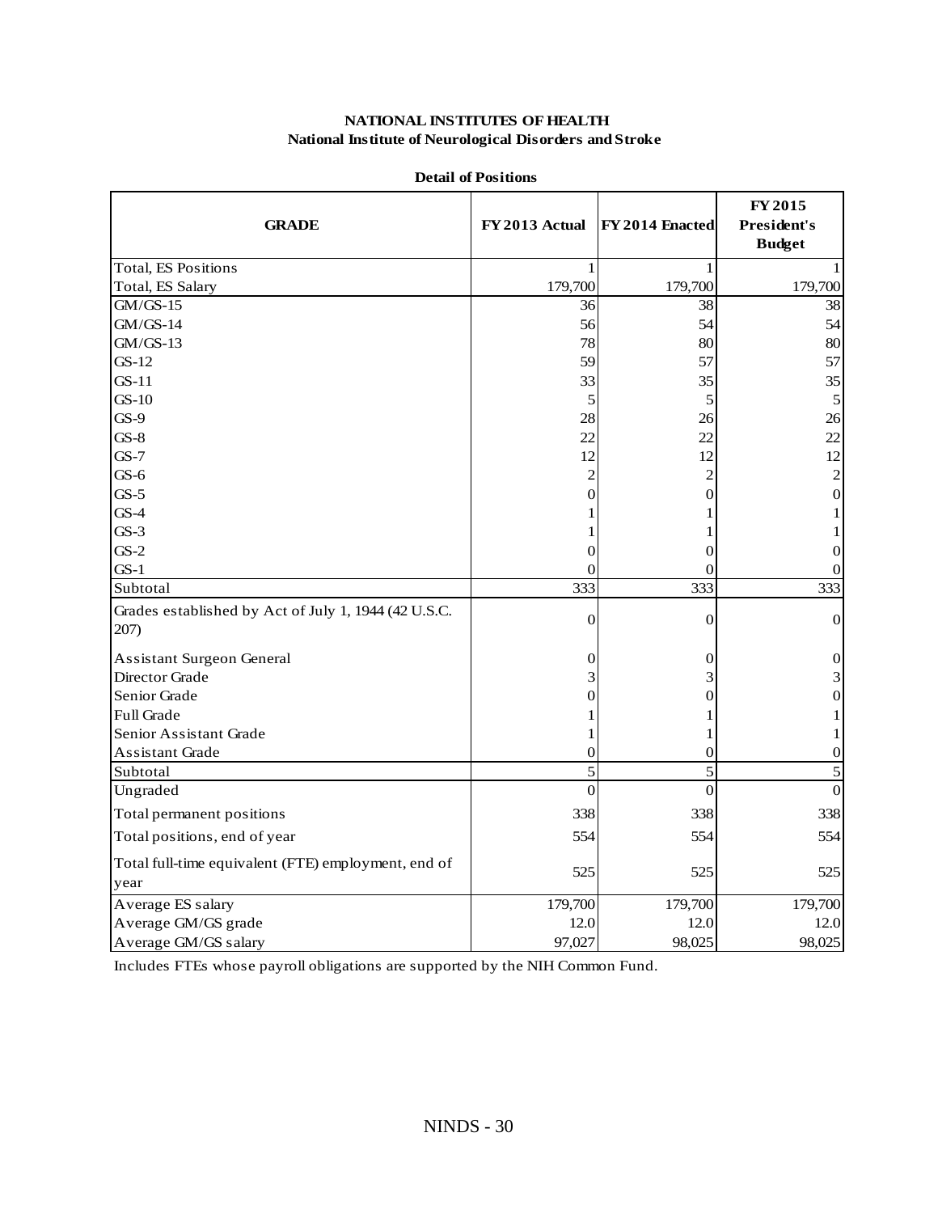**NATIONAL INSTITUTES OF HEALTH**
**National Institute of Neurological Disorders and Stroke**

**Detail of Positions**

| GRADE | FY 2013 Actual | FY 2014 Enacted | FY 2015 President's Budget |
|---|---|---|---|
| Total, ES Positions | 1 | 1 | 1 |
| Total, ES Salary | 179,700 | 179,700 | 179,700 |
| GM/GS-15 | 36 | 38 | 38 |
| GM/GS-14 | 56 | 54 | 54 |
| GM/GS-13 | 78 | 80 | 80 |
| GS-12 | 59 | 57 | 57 |
| GS-11 | 33 | 35 | 35 |
| GS-10 | 5 | 5 | 5 |
| GS-9 | 28 | 26 | 26 |
| GS-8 | 22 | 22 | 22 |
| GS-7 | 12 | 12 | 12 |
| GS-6 | 2 | 2 | 2 |
| GS-5 | 0 | 0 | 0 |
| GS-4 | 1 | 1 | 1 |
| GS-3 | 1 | 1 | 1 |
| GS-2 | 0 | 0 | 0 |
| GS-1 | 0 | 0 | 0 |
| Subtotal | 333 | 333 | 333 |
| Grades established by Act of July 1, 1944 (42 U.S.C. 207) | 0 | 0 | 0 |
| Assistant Surgeon General | 0 | 0 | 0 |
| Director Grade | 3 | 3 | 3 |
| Senior Grade | 0 | 0 | 0 |
| Full Grade | 1 | 1 | 1 |
| Senior Assistant Grade | 1 | 1 | 1 |
| Assistant Grade | 0 | 0 | 0 |
| Subtotal | 5 | 5 | 5 |
| Ungraded | 0 | 0 | 0 |
| Total permanent positions | 338 | 338 | 338 |
| Total positions, end of year | 554 | 554 | 554 |
| Total full-time equivalent (FTE) employment, end of year | 525 | 525 | 525 |
| Average ES salary | 179,700 | 179,700 | 179,700 |
| Average GM/GS grade | 12.0 | 12.0 | 12.0 |
| Average GM/GS salary | 97,027 | 98,025 | 98,025 |

Includes FTEs whose payroll obligations are supported by the NIH Common Fund.